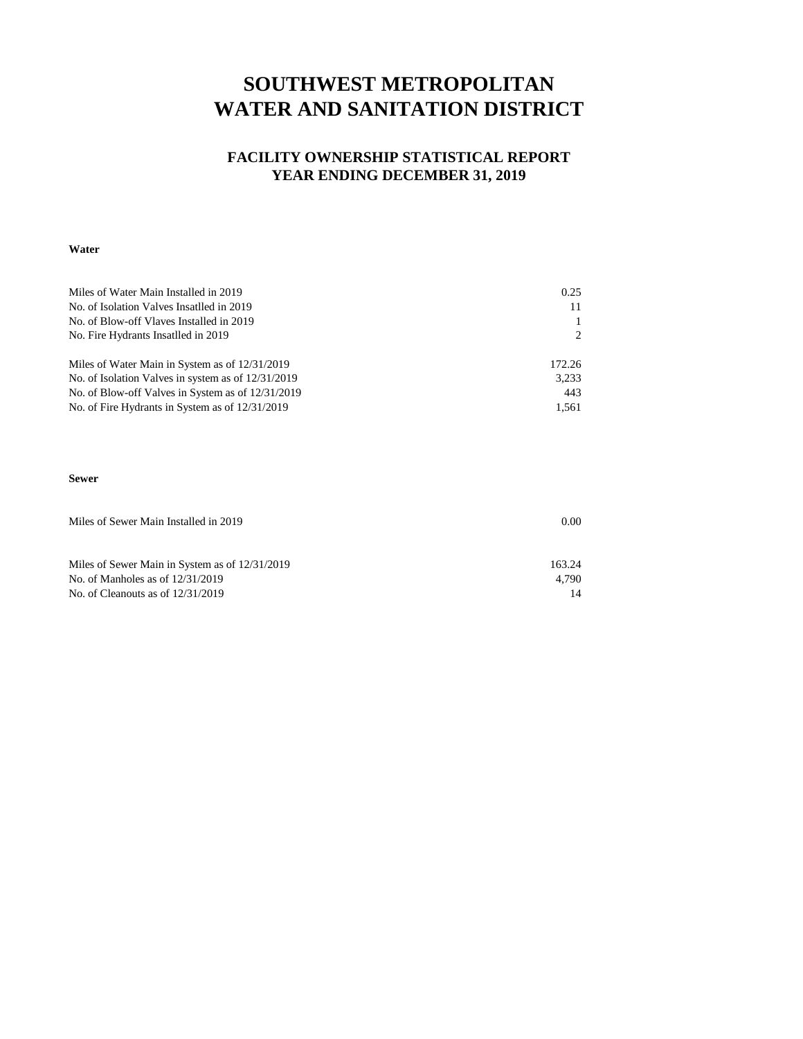# SOUTHWEST METROPOLITAN WATER AND SANITATION DISTRICT

## FACILITY OWNERSHIP STATISTICAL REPORT
## YEAR ENDING DECEMBER 31, 2019

**Water**

| | |
|---|---|
| Miles of Water Main Installed in 2019 | 0.25 |
| No. of Isolation Valves Insatlled in 2019 | 11 |
| No. of Blow-off Vlaves Installed in 2019 | 1 |
| No. Fire Hydrants Insatlled in 2019 | 2 |
| | |
| Miles of Water Main in System as of 12/31/2019 | 172.26 |
| No. of Isolation Valves in system as of 12/31/2019 | 3,233 |
| No. of Blow-off Valves in System as of 12/31/2019 | 443 |
| No. of Fire Hydrants in System as of 12/31/2019 | 1,561 |

**Sewer**

| | |
|---|---|
| Miles of Sewer Main Installed in 2019 | 0.00 |
| | |
| Miles of Sewer Main in System as of 12/31/2019 | 163.24 |
| No. of Manholes as of 12/31/2019 | 4,790 |
| No. of Cleanouts as of 12/31/2019 | 14 |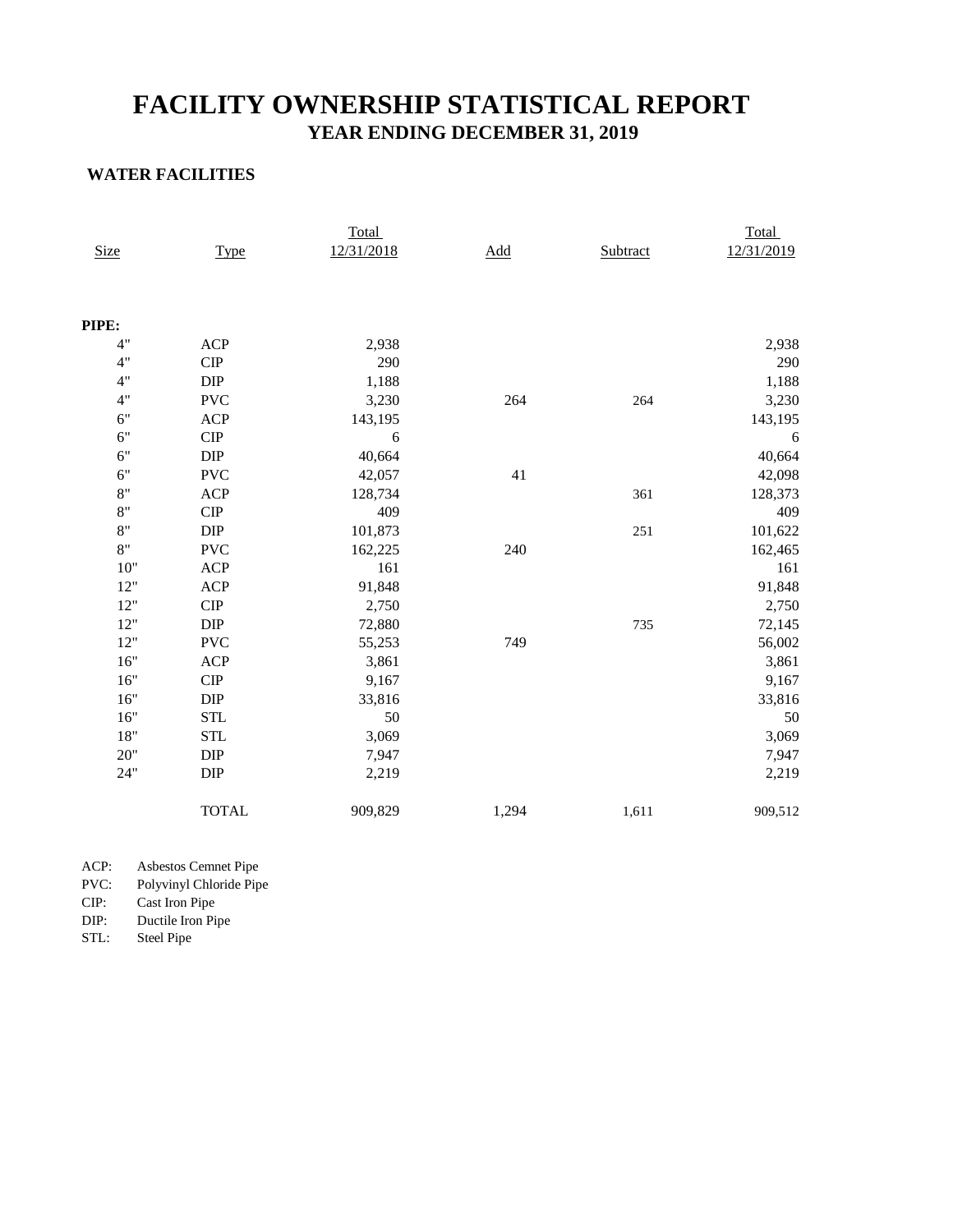# FACILITY OWNERSHIP STATISTICAL REPORT

## YEAR ENDING DECEMBER 31, 2019

### WATER FACILITIES

| Size | Type | Total 12/31/2018 | Add | Subtract | Total 12/31/2019 |
|---|---|---|---|---|---|
| **PIPE:** | | | | | |
| 4" | ACP | 2,938 | | | 2,938 |
| 4" | CIP | 290 | | | 290 |
| 4" | DIP | 1,188 | | | 1,188 |
| 4" | PVC | 3,230 | 264 | 264 | 3,230 |
| 6" | ACP | 143,195 | | | 143,195 |
| 6" | CIP | 6 | | | 6 |
| 6" | DIP | 40,664 | | | 40,664 |
| 6" | PVC | 42,057 | 41 | | 42,098 |
| 8" | ACP | 128,734 | | 361 | 128,373 |
| 8" | CIP | 409 | | | 409 |
| 8" | DIP | 101,873 | | 251 | 101,622 |
| 8" | PVC | 162,225 | 240 | | 162,465 |
| 10" | ACP | 161 | | | 161 |
| 12" | ACP | 91,848 | | | 91,848 |
| 12" | CIP | 2,750 | | | 2,750 |
| 12" | DIP | 72,880 | | 735 | 72,145 |
| 12" | PVC | 55,253 | 749 | | 56,002 |
| 16" | ACP | 3,861 | | | 3,861 |
| 16" | CIP | 9,167 | | | 9,167 |
| 16" | DIP | 33,816 | | | 33,816 |
| 16" | STL | 50 | | | 50 |
| 18" | STL | 3,069 | | | 3,069 |
| 20" | DIP | 7,947 | | | 7,947 |
| 24" | DIP | 2,219 | | | 2,219 |
| | TOTAL | 909,829 | 1,294 | 1,611 | 909,512 |

ACP: Asbestos Cemnet Pipe
PVC: Polyvinyl Chloride Pipe
CIP: Cast Iron Pipe
DIP: Ductile Iron Pipe
STL: Steel Pipe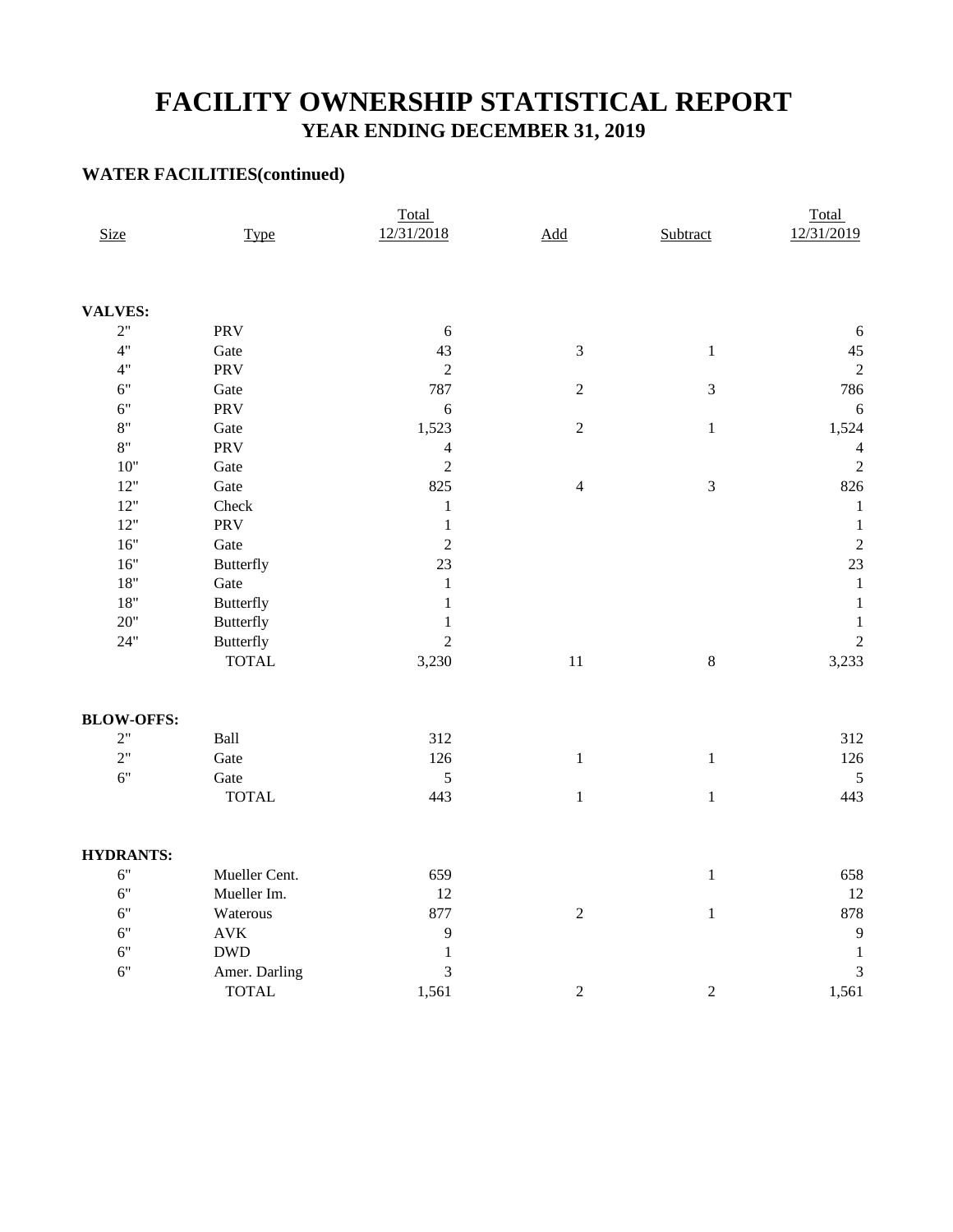# FACILITY OWNERSHIP STATISTICAL REPORT

## YEAR ENDING DECEMBER 31, 2019

### WATER FACILITIES(continued)

| Size | Type | Total 12/31/2018 | Add | Subtract | Total 12/31/2019 |
|---|---|---|---|---|---|
| **VALVES:** | | | | | |
| 2" | PRV | 6 | | | 6 |
| 4" | Gate | 43 | 3 | 1 | 45 |
| 4" | PRV | 2 | | | 2 |
| 6" | Gate | 787 | 2 | 3 | 786 |
| 6" | PRV | 6 | | | 6 |
| 8" | Gate | 1,523 | 2 | 1 | 1,524 |
| 8" | PRV | 4 | | | 4 |
| 10" | Gate | 2 | | | 2 |
| 12" | Gate | 825 | 4 | 3 | 826 |
| 12" | Check | 1 | | | 1 |
| 12" | PRV | 1 | | | 1 |
| 16" | Gate | 2 | | | 2 |
| 16" | Butterfly | 23 | | | 23 |
| 18" | Gate | 1 | | | 1 |
| 18" | Butterfly | 1 | | | 1 |
| 20" | Butterfly | 1 | | | 1 |
| 24" | Butterfly | 2 | | | 2 |
| | TOTAL | 3,230 | 11 | 8 | 3,233 |
| **BLOW-OFFS:** | | | | | |
| 2" | Ball | 312 | | | 312 |
| 2" | Gate | 126 | 1 | 1 | 126 |
| 6" | Gate | 5 | | | 5 |
| | TOTAL | 443 | 1 | 1 | 443 |
| **HYDRANTS:** | | | | | |
| 6" | Mueller Cent. | 659 | | 1 | 658 |
| 6" | Mueller Im. | 12 | | | 12 |
| 6" | Waterous | 877 | 2 | 1 | 878 |
| 6" | AVK | 9 | | | 9 |
| 6" | DWD | 1 | | | 1 |
| 6" | Amer. Darling | 3 | | | 3 |
| | TOTAL | 1,561 | 2 | 2 | 1,561 |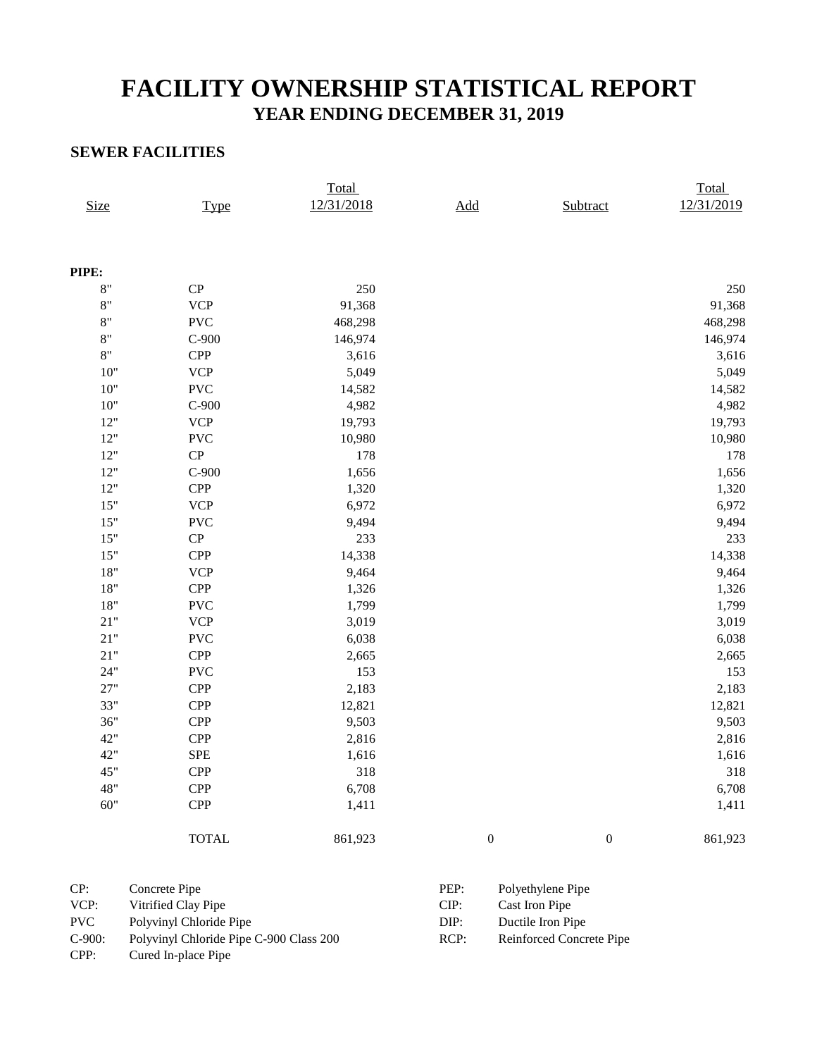# FACILITY OWNERSHIP STATISTICAL REPORT

## YEAR ENDING DECEMBER 31, 2019

### SEWER FACILITIES

| Size | Type | Total 12/31/2018 | Add | Subtract | Total 12/31/2019 |
|---|---|---|---|---|---|
| **PIPE:** | | | | | |
| 8" | CP | 250 | | | 250 |
| 8" | VCP | 91,368 | | | 91,368 |
| 8" | PVC | 468,298 | | | 468,298 |
| 8" | C-900 | 146,974 | | | 146,974 |
| 8" | CPP | 3,616 | | | 3,616 |
| 10" | VCP | 5,049 | | | 5,049 |
| 10" | PVC | 14,582 | | | 14,582 |
| 10" | C-900 | 4,982 | | | 4,982 |
| 12" | VCP | 19,793 | | | 19,793 |
| 12" | PVC | 10,980 | | | 10,980 |
| 12" | CP | 178 | | | 178 |
| 12" | C-900 | 1,656 | | | 1,656 |
| 12" | CPP | 1,320 | | | 1,320 |
| 15" | VCP | 6,972 | | | 6,972 |
| 15" | PVC | 9,494 | | | 9,494 |
| 15" | CP | 233 | | | 233 |
| 15" | CPP | 14,338 | | | 14,338 |
| 18" | VCP | 9,464 | | | 9,464 |
| 18" | CPP | 1,326 | | | 1,326 |
| 18" | PVC | 1,799 | | | 1,799 |
| 21" | VCP | 3,019 | | | 3,019 |
| 21" | PVC | 6,038 | | | 6,038 |
| 21" | CPP | 2,665 | | | 2,665 |
| 24" | PVC | 153 | | | 153 |
| 27" | CPP | 2,183 | | | 2,183 |
| 33" | CPP | 12,821 | | | 12,821 |
| 36" | CPP | 9,503 | | | 9,503 |
| 42" | CPP | 2,816 | | | 2,816 |
| 42" | SPE | 1,616 | | | 1,616 |
| 45" | CPP | 318 | | | 318 |
| 48" | CPP | 6,708 | | | 6,708 |
| 60" | CPP | 1,411 | | | 1,411 |
| | TOTAL | 861,923 | 0 | 0 | 861,923 |

CP: Concrete Pipe
VCP: Vitrified Clay Pipe
PVC Polyvinyl Chloride Pipe
C-900: Polyvinyl Chloride Pipe C-900 Class 200
CPP: Cured In-place Pipe
PEP: Polyethylene Pipe
CIP: Cast Iron Pipe
DIP: Ductile Iron Pipe
RCP: Reinforced Concrete Pipe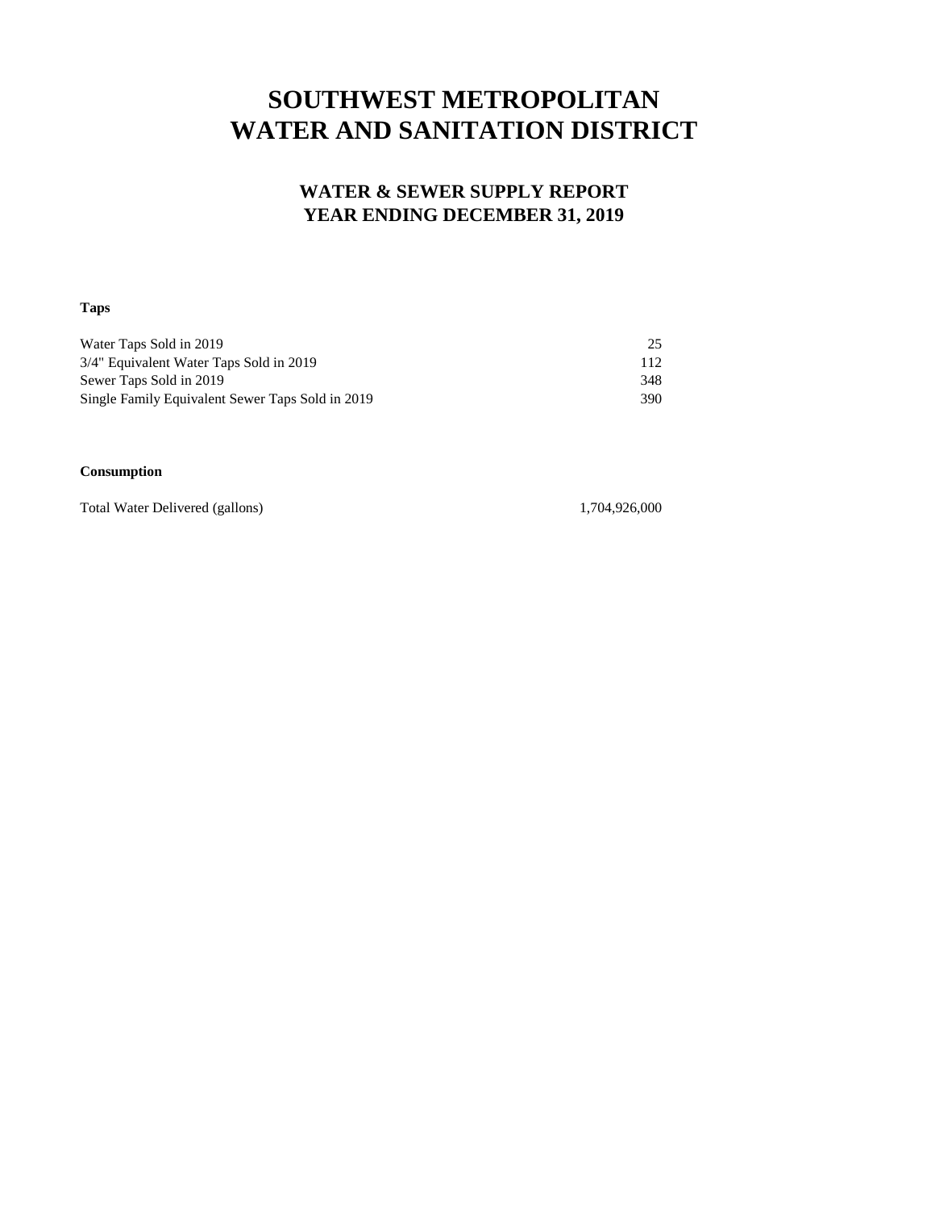# SOUTHWEST METROPOLITAN WATER AND SANITATION DISTRICT

## WATER & SEWER SUPPLY REPORT
## YEAR ENDING DECEMBER 31, 2019

**Taps**

| | |
|---|---|
| Water Taps Sold in 2019 | 25 |
| 3/4" Equivalent Water Taps Sold in 2019 | 112 |
| Sewer Taps Sold in 2019 | 348 |
| Single Family Equivalent Sewer Taps Sold in 2019 | 390 |

**Consumption**

| | |
|---|---|
| Total Water Delivered (gallons) | 1,704,926,000 |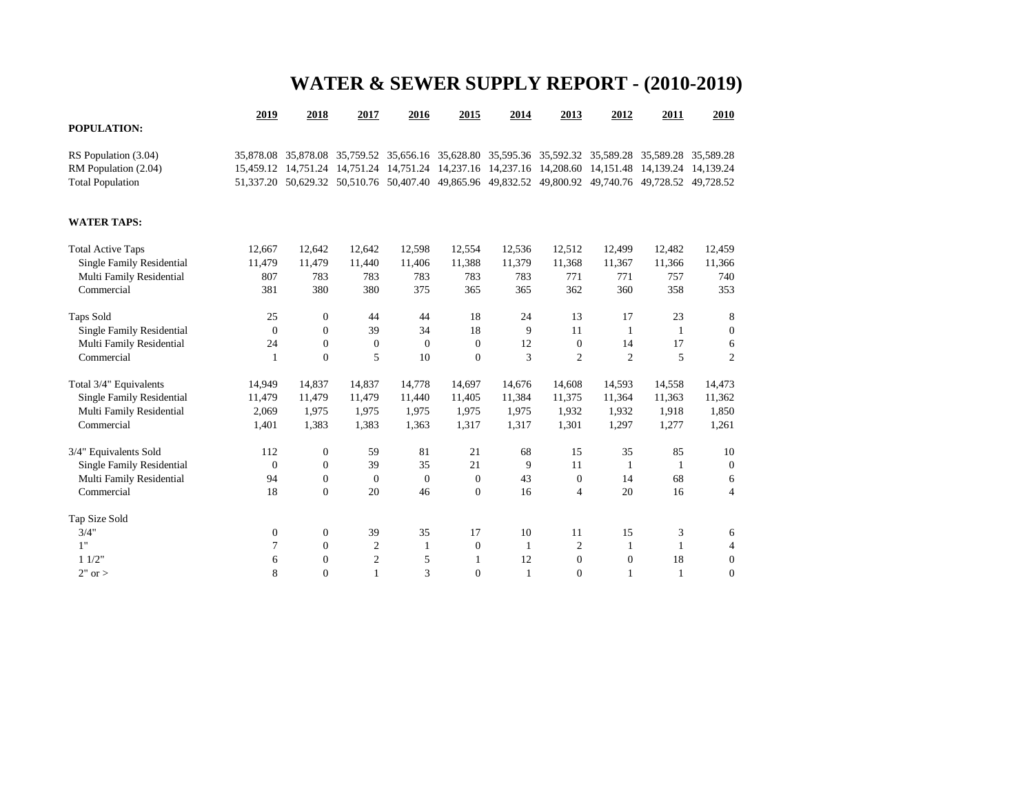# WATER & SEWER SUPPLY REPORT - (2010-2019)

| | 2019 | 2018 | 2017 | 2016 | 2015 | 2014 | 2013 | 2012 | 2011 | 2010 |
|---|---|---|---|---|---|---|---|---|---|---|
| **POPULATION:** | | | | | | | | | | |
| RS Population (3.04) | 35,878.08 | 35,878.08 | 35,759.52 | 35,656.16 | 35,628.80 | 35,595.36 | 35,592.32 | 35,589.28 | 35,589.28 | 35,589.28 |
| RM Population (2.04) | 15,459.12 | 14,751.24 | 14,751.24 | 14,751.24 | 14,237.16 | 14,237.16 | 14,208.60 | 14,151.48 | 14,139.24 | 14,139.24 |
| Total Population | 51,337.20 | 50,629.32 | 50,510.76 | 50,407.40 | 49,865.96 | 49,832.52 | 49,800.92 | 49,740.76 | 49,728.52 | 49,728.52 |
| **WATER TAPS:** | | | | | | | | | | |
| Total Active Taps | 12,667 | 12,642 | 12,642 | 12,598 | 12,554 | 12,536 | 12,512 | 12,499 | 12,482 | 12,459 |
| Single Family Residential | 11,479 | 11,479 | 11,440 | 11,406 | 11,388 | 11,379 | 11,368 | 11,367 | 11,366 | 11,366 |
| Multi Family Residential | 807 | 783 | 783 | 783 | 783 | 783 | 771 | 771 | 757 | 740 |
| Commercial | 381 | 380 | 380 | 375 | 365 | 365 | 362 | 360 | 358 | 353 |
| Taps Sold | 25 | 0 | 44 | 44 | 18 | 24 | 13 | 17 | 23 | 8 |
| Single Family Residential | 0 | 0 | 39 | 34 | 18 | 9 | 11 | 1 | 1 | 0 |
| Multi Family Residential | 24 | 0 | 0 | 0 | 0 | 12 | 0 | 14 | 17 | 6 |
| Commercial | 1 | 0 | 5 | 10 | 0 | 3 | 2 | 2 | 5 | 2 |
| Total 3/4" Equivalents | 14,949 | 14,837 | 14,837 | 14,778 | 14,697 | 14,676 | 14,608 | 14,593 | 14,558 | 14,473 |
| Single Family Residential | 11,479 | 11,479 | 11,479 | 11,440 | 11,405 | 11,384 | 11,375 | 11,364 | 11,363 | 11,362 |
| Multi Family Residential | 2,069 | 1,975 | 1,975 | 1,975 | 1,975 | 1,975 | 1,932 | 1,932 | 1,918 | 1,850 |
| Commercial | 1,401 | 1,383 | 1,383 | 1,363 | 1,317 | 1,317 | 1,301 | 1,297 | 1,277 | 1,261 |
| 3/4" Equivalents Sold | 112 | 0 | 59 | 81 | 21 | 68 | 15 | 35 | 85 | 10 |
| Single Family Residential | 0 | 0 | 39 | 35 | 21 | 9 | 11 | 1 | 1 | 0 |
| Multi Family Residential | 94 | 0 | 0 | 0 | 0 | 43 | 0 | 14 | 68 | 6 |
| Commercial | 18 | 0 | 20 | 46 | 0 | 16 | 4 | 20 | 16 | 4 |
| Tap Size Sold | | | | | | | | | | |
| 3/4" | 0 | 0 | 39 | 35 | 17 | 10 | 11 | 15 | 3 | 6 |
| 1" | 7 | 0 | 2 | 1 | 0 | 1 | 2 | 1 | 1 | 4 |
| 1 1/2" | 6 | 0 | 2 | 5 | 1 | 12 | 0 | 0 | 18 | 0 |
| 2" or > | 8 | 0 | 1 | 3 | 0 | 1 | 0 | 1 | 1 | 0 |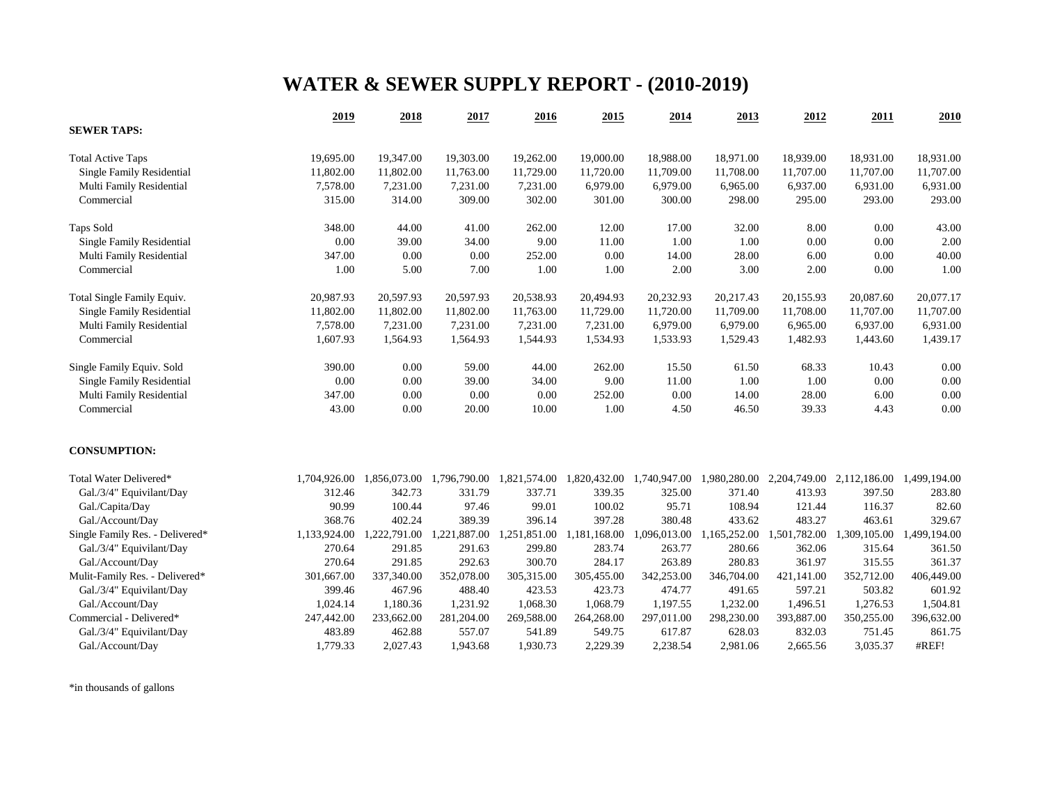# WATER & SEWER SUPPLY REPORT - (2010-2019)

| | 2019 | 2018 | 2017 | 2016 | 2015 | 2014 | 2013 | 2012 | 2011 | 2010 |
|---|---|---|---|---|---|---|---|---|---|---|
| **SEWER TAPS:** | | | | | | | | | | |
| Total Active Taps | 19,695.00 | 19,347.00 | 19,303.00 | 19,262.00 | 19,000.00 | 18,988.00 | 18,971.00 | 18,939.00 | 18,931.00 | 18,931.00 |
| Single Family Residential | 11,802.00 | 11,802.00 | 11,763.00 | 11,729.00 | 11,720.00 | 11,709.00 | 11,708.00 | 11,707.00 | 11,707.00 | 11,707.00 |
| Multi Family Residential | 7,578.00 | 7,231.00 | 7,231.00 | 7,231.00 | 6,979.00 | 6,979.00 | 6,965.00 | 6,937.00 | 6,931.00 | 6,931.00 |
| Commercial | 315.00 | 314.00 | 309.00 | 302.00 | 301.00 | 300.00 | 298.00 | 295.00 | 293.00 | 293.00 |
| Taps Sold | 348.00 | 44.00 | 41.00 | 262.00 | 12.00 | 17.00 | 32.00 | 8.00 | 0.00 | 43.00 |
| Single Family Residential | 0.00 | 39.00 | 34.00 | 9.00 | 11.00 | 1.00 | 1.00 | 0.00 | 0.00 | 2.00 |
| Multi Family Residential | 347.00 | 0.00 | 0.00 | 252.00 | 0.00 | 14.00 | 28.00 | 6.00 | 0.00 | 40.00 |
| Commercial | 1.00 | 5.00 | 7.00 | 1.00 | 1.00 | 2.00 | 3.00 | 2.00 | 0.00 | 1.00 |
| Total Single Family Equiv. | 20,987.93 | 20,597.93 | 20,597.93 | 20,538.93 | 20,494.93 | 20,232.93 | 20,217.43 | 20,155.93 | 20,087.60 | 20,077.17 |
| Single Family Residential | 11,802.00 | 11,802.00 | 11,802.00 | 11,763.00 | 11,729.00 | 11,720.00 | 11,709.00 | 11,708.00 | 11,707.00 | 11,707.00 |
| Multi Family Residential | 7,578.00 | 7,231.00 | 7,231.00 | 7,231.00 | 7,231.00 | 6,979.00 | 6,979.00 | 6,965.00 | 6,937.00 | 6,931.00 |
| Commercial | 1,607.93 | 1,564.93 | 1,564.93 | 1,544.93 | 1,534.93 | 1,533.93 | 1,529.43 | 1,482.93 | 1,443.60 | 1,439.17 |
| Single Family Equiv. Sold | 390.00 | 0.00 | 59.00 | 44.00 | 262.00 | 15.50 | 61.50 | 68.33 | 10.43 | 0.00 |
| Single Family Residential | 0.00 | 0.00 | 39.00 | 34.00 | 9.00 | 11.00 | 1.00 | 1.00 | 0.00 | 0.00 |
| Multi Family Residential | 347.00 | 0.00 | 0.00 | 0.00 | 252.00 | 0.00 | 14.00 | 28.00 | 6.00 | 0.00 |
| Commercial | 43.00 | 0.00 | 20.00 | 10.00 | 1.00 | 4.50 | 46.50 | 39.33 | 4.43 | 0.00 |
| **CONSUMPTION:** | | | | | | | | | | |
| Total Water Delivered* | 1,704,926.00 | 1,856,073.00 | 1,796,790.00 | 1,821,574.00 | 1,820,432.00 | 1,740,947.00 | 1,980,280.00 | 2,204,749.00 | 2,112,186.00 | 1,499,194.00 |
| Gal./3/4" Equivilant/Day | 312.46 | 342.73 | 331.79 | 337.71 | 339.35 | 325.00 | 371.40 | 413.93 | 397.50 | 283.80 |
| Gal./Capita/Day | 90.99 | 100.44 | 97.46 | 99.01 | 100.02 | 95.71 | 108.94 | 121.44 | 116.37 | 82.60 |
| Gal./Account/Day | 368.76 | 402.24 | 389.39 | 396.14 | 397.28 | 380.48 | 433.62 | 483.27 | 463.61 | 329.67 |
| Single Family Res. - Delivered* | 1,133,924.00 | 1,222,791.00 | 1,221,887.00 | 1,251,851.00 | 1,181,168.00 | 1,096,013.00 | 1,165,252.00 | 1,501,782.00 | 1,309,105.00 | 1,499,194.00 |
| Gal./3/4" Equivilant/Day | 270.64 | 291.85 | 291.63 | 299.80 | 283.74 | 263.77 | 280.66 | 362.06 | 315.64 | 361.50 |
| Gal./Account/Day | 270.64 | 291.85 | 292.63 | 300.70 | 284.17 | 263.89 | 280.83 | 361.97 | 315.55 | 361.37 |
| Mulit-Family Res. - Delivered* | 301,667.00 | 337,340.00 | 352,078.00 | 305,315.00 | 305,455.00 | 342,253.00 | 346,704.00 | 421,141.00 | 352,712.00 | 406,449.00 |
| Gal./3/4" Equivilant/Day | 399.46 | 467.96 | 488.40 | 423.53 | 423.73 | 474.77 | 491.65 | 597.21 | 503.82 | 601.92 |
| Gal./Account/Day | 1,024.14 | 1,180.36 | 1,231.92 | 1,068.30 | 1,068.79 | 1,197.55 | 1,232.00 | 1,496.51 | 1,276.53 | 1,504.81 |
| Commercial - Delivered* | 247,442.00 | 233,662.00 | 281,204.00 | 269,588.00 | 264,268.00 | 297,011.00 | 298,230.00 | 393,887.00 | 350,255.00 | 396,632.00 |
| Gal./3/4" Equivilant/Day | 483.89 | 462.88 | 557.07 | 541.89 | 549.75 | 617.87 | 628.03 | 832.03 | 751.45 | 861.75 |
| Gal./Account/Day | 1,779.33 | 2,027.43 | 1,943.68 | 1,930.73 | 2,229.39 | 2,238.54 | 2,981.06 | 2,665.56 | 3,035.37 | #REF! |

*in thousands of gallons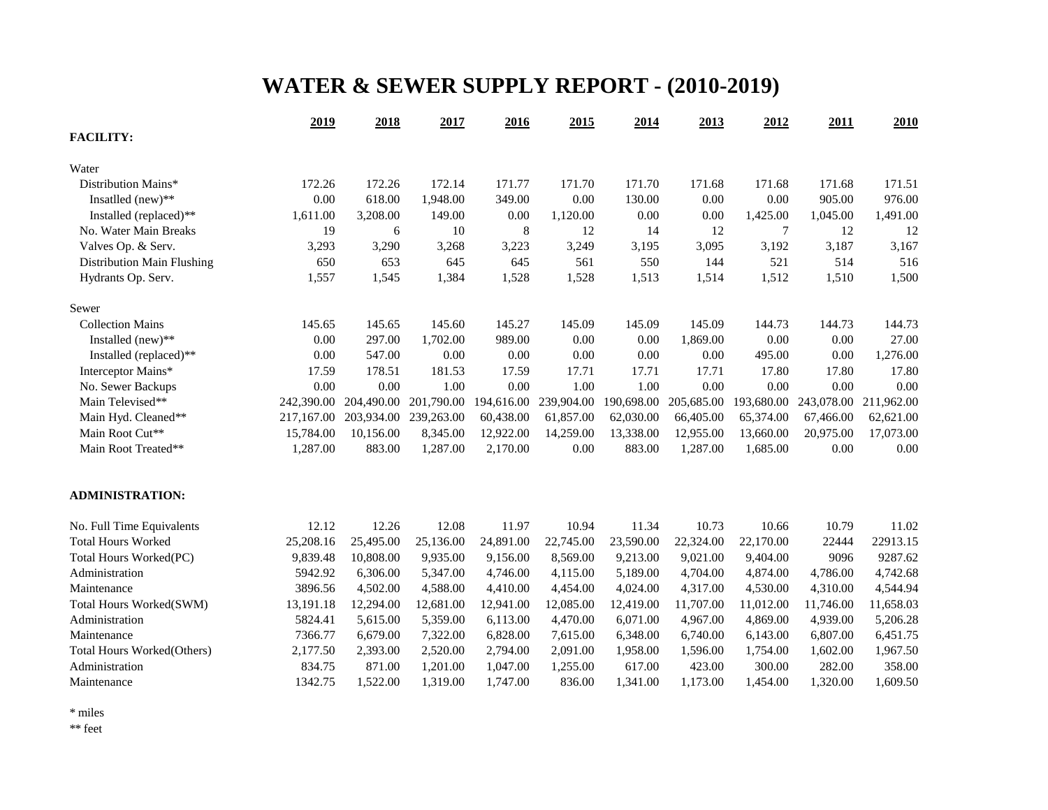# WATER & SEWER SUPPLY REPORT - (2010-2019)

| | 2019 | 2018 | 2017 | 2016 | 2015 | 2014 | 2013 | 2012 | 2011 | 2010 |
|---|---|---|---|---|---|---|---|---|---|---|
| **FACILITY:** | | | | | | | | | | |
| Water | | | | | | | | | | |
| Distribution Mains* | 172.26 | 172.26 | 172.14 | 171.77 | 171.70 | 171.70 | 171.68 | 171.68 | 171.68 | 171.51 |
| Insatlled (new)** | 0.00 | 618.00 | 1,948.00 | 349.00 | 0.00 | 130.00 | 0.00 | 0.00 | 905.00 | 976.00 |
| Installed (replaced)** | 1,611.00 | 3,208.00 | 149.00 | 0.00 | 1,120.00 | 0.00 | 0.00 | 1,425.00 | 1,045.00 | 1,491.00 |
| No. Water Main Breaks | 19 | 6 | 10 | 8 | 12 | 14 | 12 | 7 | 12 | 12 |
| Valves Op. & Serv. | 3,293 | 3,290 | 3,268 | 3,223 | 3,249 | 3,195 | 3,095 | 3,192 | 3,187 | 3,167 |
| Distribution Main Flushing | 650 | 653 | 645 | 645 | 561 | 550 | 144 | 521 | 514 | 516 |
| Hydrants Op. Serv. | 1,557 | 1,545 | 1,384 | 1,528 | 1,528 | 1,513 | 1,514 | 1,512 | 1,510 | 1,500 |
| Sewer | | | | | | | | | | |
| Collection Mains | 145.65 | 145.65 | 145.60 | 145.27 | 145.09 | 145.09 | 145.09 | 144.73 | 144.73 | 144.73 |
| Installed (new)** | 0.00 | 297.00 | 1,702.00 | 989.00 | 0.00 | 0.00 | 1,869.00 | 0.00 | 0.00 | 27.00 |
| Installed (replaced)** | 0.00 | 547.00 | 0.00 | 0.00 | 0.00 | 0.00 | 0.00 | 495.00 | 0.00 | 1,276.00 |
| Interceptor Mains* | 17.59 | 178.51 | 181.53 | 17.59 | 17.71 | 17.71 | 17.71 | 17.80 | 17.80 | 17.80 |
| No. Sewer Backups | 0.00 | 0.00 | 1.00 | 0.00 | 1.00 | 1.00 | 0.00 | 0.00 | 0.00 | 0.00 |
| Main Televised** | 242,390.00 | 204,490.00 | 201,790.00 | 194,616.00 | 239,904.00 | 190,698.00 | 205,685.00 | 193,680.00 | 243,078.00 | 211,962.00 |
| Main Hyd. Cleaned** | 217,167.00 | 203,934.00 | 239,263.00 | 60,438.00 | 61,857.00 | 62,030.00 | 66,405.00 | 65,374.00 | 67,466.00 | 62,621.00 |
| Main Root Cut** | 15,784.00 | 10,156.00 | 8,345.00 | 12,922.00 | 14,259.00 | 13,338.00 | 12,955.00 | 13,660.00 | 20,975.00 | 17,073.00 |
| Main Root Treated** | 1,287.00 | 883.00 | 1,287.00 | 2,170.00 | 0.00 | 883.00 | 1,287.00 | 1,685.00 | 0.00 | 0.00 |
| **ADMINISTRATION:** | | | | | | | | | | |
| No. Full Time Equivalents | 12.12 | 12.26 | 12.08 | 11.97 | 10.94 | 11.34 | 10.73 | 10.66 | 10.79 | 11.02 |
| Total Hours Worked | 25,208.16 | 25,495.00 | 25,136.00 | 24,891.00 | 22,745.00 | 23,590.00 | 22,324.00 | 22,170.00 | 22444 | 22913.15 |
| Total Hours Worked(PC) | 9,839.48 | 10,808.00 | 9,935.00 | 9,156.00 | 8,569.00 | 9,213.00 | 9,021.00 | 9,404.00 | 9096 | 9287.62 |
| Administration | 5942.92 | 6,306.00 | 5,347.00 | 4,746.00 | 4,115.00 | 5,189.00 | 4,704.00 | 4,874.00 | 4,786.00 | 4,742.68 |
| Maintenance | 3896.56 | 4,502.00 | 4,588.00 | 4,410.00 | 4,454.00 | 4,024.00 | 4,317.00 | 4,530.00 | 4,310.00 | 4,544.94 |
| Total Hours Worked(SWM) | 13,191.18 | 12,294.00 | 12,681.00 | 12,941.00 | 12,085.00 | 12,419.00 | 11,707.00 | 11,012.00 | 11,746.00 | 11,658.03 |
| Administration | 5824.41 | 5,615.00 | 5,359.00 | 6,113.00 | 4,470.00 | 6,071.00 | 4,967.00 | 4,869.00 | 4,939.00 | 5,206.28 |
| Maintenance | 7366.77 | 6,679.00 | 7,322.00 | 6,828.00 | 7,615.00 | 6,348.00 | 6,740.00 | 6,143.00 | 6,807.00 | 6,451.75 |
| Total Hours Worked(Others) | 2,177.50 | 2,393.00 | 2,520.00 | 2,794.00 | 2,091.00 | 1,958.00 | 1,596.00 | 1,754.00 | 1,602.00 | 1,967.50 |
| Administration | 834.75 | 871.00 | 1,201.00 | 1,047.00 | 1,255.00 | 617.00 | 423.00 | 300.00 | 282.00 | 358.00 |
| Maintenance | 1342.75 | 1,522.00 | 1,319.00 | 1,747.00 | 836.00 | 1,341.00 | 1,173.00 | 1,454.00 | 1,320.00 | 1,609.50 |

\* miles

\*\* feet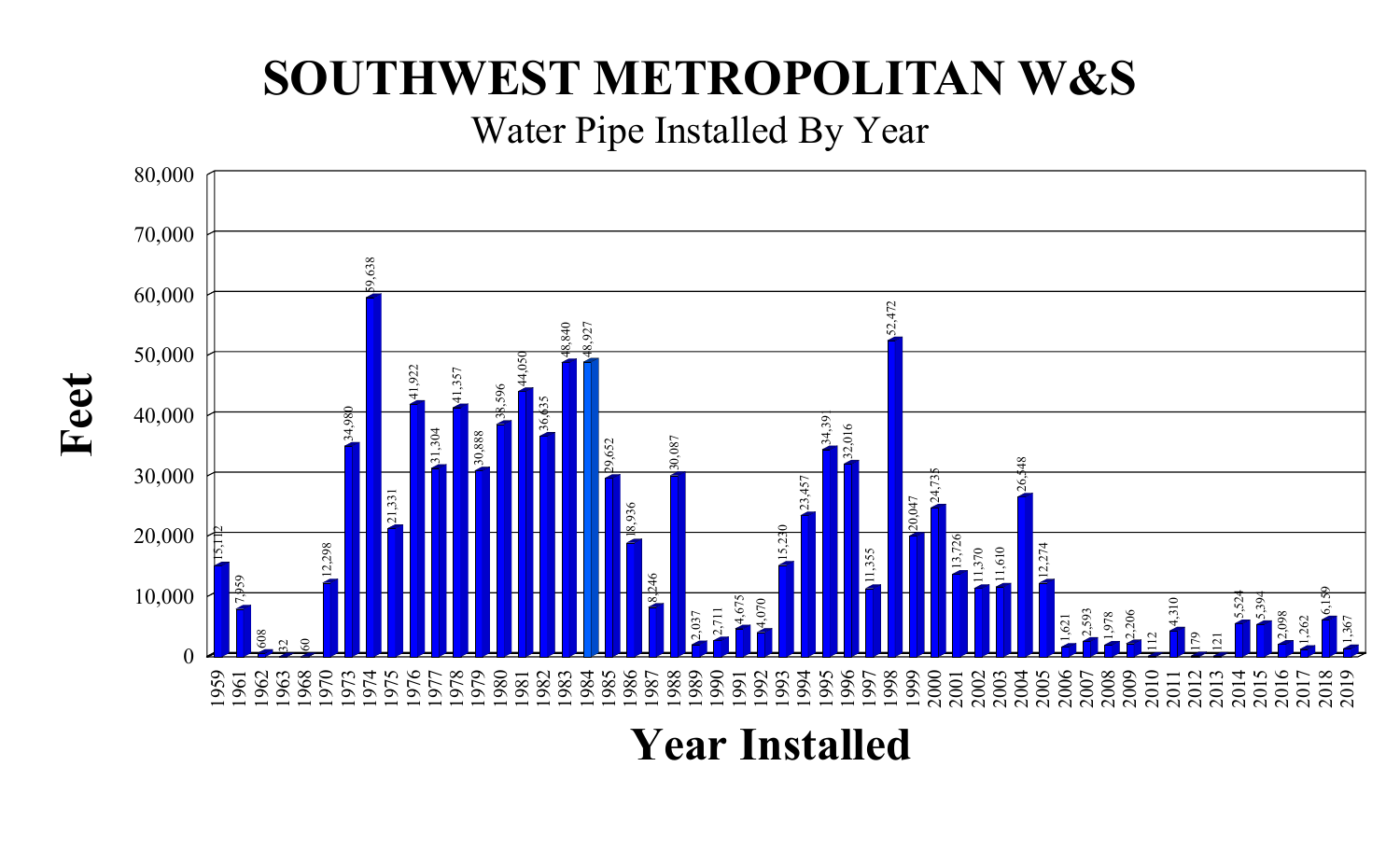# SOUTHWEST METROPOLITAN W&S

## Water Pipe Installed By Year

| Year Installed | Feet |
|---|---|
| 1959 | 15,112 |
| 1961 | 7,959 |
| 1962 | 608 |
| 1963 | 32 |
| 1968 | 60 |
| 1970 | 12,298 |
| 1973 | 34,980 |
| 1974 | 59,638 |
| 1975 | 21,331 |
| 1976 | 41,922 |
| 1977 | 31,304 |
| 1978 | 41,357 |
| 1979 | 30,888 |
| 1980 | 38,596 |
| 1981 | 44,050 |
| 1982 | 36,635 |
| 1983 | 48,840 |
| 1984 | 48,927 |
| 1985 | 29,652 |
| 1986 | 18,936 |
| 1987 | 8,246 |
| 1988 | 30,087 |
| 1989 | 2,037 |
| 1990 | 2,711 |
| 1991 | 4,675 |
| 1992 | 4,070 |
| 1993 | 15,230 |
| 1994 | 23,457 |
| 1995 | 34,39 |
| 1996 | 32,016 |
| 1997 | 11,355 |
| 1998 | 52,472 |
| 1999 | 20,047 |
| 2000 | 24,735 |
| 2001 | 13,726 |
| 2002 | 11,370 |
| 2003 | 11,610 |
| 2004 | 26,548 |
| 2005 | 12,274 |
| 2006 | 1,621 |
| 2007 | 2,593 |
| 2008 | 1,978 |
| 2009 | 2,206 |
| 2010 | 112 |
| 2011 | 4,310 |
| 2012 | 179 |
| 2013 | 121 |
| 2014 | 5,524 |
| 2015 | 5,394 |
| 2016 | 2,098 |
| 2017 | 1,262 |
| 2018 | 6,159 |
| 2019 | 1,367 |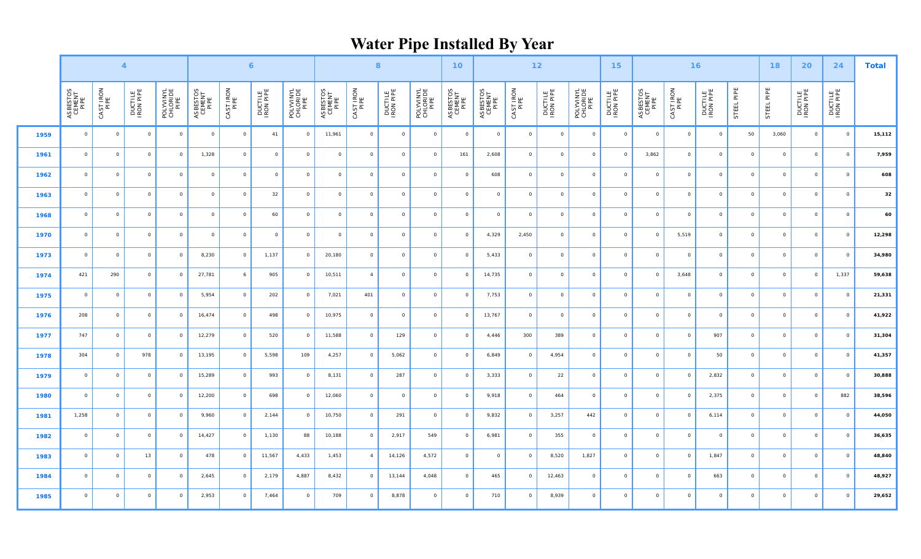# Water Pipe Installed By Year

| | 4 | | | | 6 | | | | 8 | | | | 10 | 12 | | | | 15 | 16 | | | | 18 | 20 | 24 | Total |
|---|---|---|---|---|---|---|---|---|---|---|---|---|---|---|---|---|---|---|---|---|---|---|---|---|---|---|
| | ASBESTOS CEMENT PIPE | CAST IRON PIPE | DUCTILE IRON PIPE | POLYVINYL CHLORIDE PIPE | ASBESTOS CEMENT PIPE | CAST IRON PIPE | DUCTILE IRON PIPE | POLYVINYL CHLORIDE PIPE | ASBESTOS CEMENT PIPE | CAST IRON PIPE | DUCTILE IRON PIPE | POLYVINYL CHLORIDE PIPE | ASBESTOS CEMENT PIPE | ASBESTOS CEMENT PIPE | CAST IRON PIPE | DUCTILE IRON PIPE | POLYVINYL CHLORIDE PIPE | DUCTILE IRON PIPE | ASBESTOS CEMENT PIPE | CAST IRON PIPE | DUCTILE IRON PIPE | STEEL PIPE | STEEL PIPE | DUCTILE IRON PIPE | DUCTILE IRON PIPE | |
| **1959** | 0 | 0 | 0 | 0 | 0 | 0 | 41 | 0 | 11,961 | 0 | 0 | 0 | 0 | 0 | 0 | 0 | 0 | 0 | 0 | 0 | 0 | 50 | 3,060 | 0 | 0 | **15,112** |
| **1961** | 0 | 0 | 0 | 0 | 1,328 | 0 | 0 | 0 | 0 | 0 | 0 | 0 | 161 | 2,608 | 0 | 0 | 0 | 0 | 3,862 | 0 | 0 | 0 | 0 | 0 | 0 | **7,959** |
| **1962** | 0 | 0 | 0 | 0 | 0 | 0 | 0 | 0 | 0 | 0 | 0 | 0 | 0 | 608 | 0 | 0 | 0 | 0 | 0 | 0 | 0 | 0 | 0 | 0 | 0 | **608** |
| **1963** | 0 | 0 | 0 | 0 | 0 | 0 | 32 | 0 | 0 | 0 | 0 | 0 | 0 | 0 | 0 | 0 | 0 | 0 | 0 | 0 | 0 | 0 | 0 | 0 | 0 | **32** |
| **1968** | 0 | 0 | 0 | 0 | 0 | 0 | 60 | 0 | 0 | 0 | 0 | 0 | 0 | 0 | 0 | 0 | 0 | 0 | 0 | 0 | 0 | 0 | 0 | 0 | 0 | **60** |
| **1970** | 0 | 0 | 0 | 0 | 0 | 0 | 0 | 0 | 0 | 0 | 0 | 0 | 0 | 4,329 | 2,450 | 0 | 0 | 0 | 0 | 5,519 | 0 | 0 | 0 | 0 | 0 | **12,298** |
| **1973** | 0 | 0 | 0 | 0 | 8,230 | 0 | 1,137 | 0 | 20,180 | 0 | 0 | 0 | 0 | 5,433 | 0 | 0 | 0 | 0 | 0 | 0 | 0 | 0 | 0 | 0 | 0 | **34,980** |
| **1974** | 421 | 290 | 0 | 0 | 27,781 | 6 | 905 | 0 | 10,511 | 4 | 0 | 0 | 0 | 14,735 | 0 | 0 | 0 | 0 | 0 | 3,648 | 0 | 0 | 0 | 0 | 1,337 | **59,638** |
| **1975** | 0 | 0 | 0 | 0 | 5,954 | 0 | 202 | 0 | 7,021 | 401 | 0 | 0 | 0 | 7,753 | 0 | 0 | 0 | 0 | 0 | 0 | 0 | 0 | 0 | 0 | 0 | **21,331** |
| **1976** | 208 | 0 | 0 | 0 | 16,474 | 0 | 498 | 0 | 10,975 | 0 | 0 | 0 | 0 | 13,767 | 0 | 0 | 0 | 0 | 0 | 0 | 0 | 0 | 0 | 0 | 0 | **41,922** |
| **1977** | 747 | 0 | 0 | 0 | 12,279 | 0 | 520 | 0 | 11,588 | 0 | 129 | 0 | 0 | 4,446 | 300 | 389 | 0 | 0 | 0 | 0 | 907 | 0 | 0 | 0 | 0 | **31,304** |
| **1978** | 304 | 0 | 978 | 0 | 13,195 | 0 | 5,598 | 109 | 4,257 | 0 | 5,062 | 0 | 0 | 6,849 | 0 | 4,954 | 0 | 0 | 0 | 0 | 50 | 0 | 0 | 0 | 0 | **41,357** |
| **1979** | 0 | 0 | 0 | 0 | 15,289 | 0 | 993 | 0 | 8,131 | 0 | 287 | 0 | 0 | 3,333 | 0 | 22 | 0 | 0 | 0 | 0 | 2,832 | 0 | 0 | 0 | 0 | **30,888** |
| **1980** | 0 | 0 | 0 | 0 | 12,200 | 0 | 698 | 0 | 12,060 | 0 | 0 | 0 | 0 | 9,918 | 0 | 464 | 0 | 0 | 0 | 0 | 2,375 | 0 | 0 | 0 | 882 | **38,596** |
| **1981** | 1,258 | 0 | 0 | 0 | 9,960 | 0 | 2,144 | 0 | 10,750 | 0 | 291 | 0 | 0 | 9,832 | 0 | 3,257 | 442 | 0 | 0 | 0 | 6,114 | 0 | 0 | 0 | 0 | **44,050** |
| **1982** | 0 | 0 | 0 | 0 | 14,427 | 0 | 1,130 | 88 | 10,188 | 0 | 2,917 | 549 | 0 | 6,981 | 0 | 355 | 0 | 0 | 0 | 0 | 0 | 0 | 0 | 0 | 0 | **36,635** |
| **1983** | 0 | 0 | 13 | 0 | 478 | 0 | 11,567 | 4,433 | 1,453 | 4 | 14,126 | 4,572 | 0 | 0 | 0 | 8,520 | 1,827 | 0 | 0 | 0 | 1,847 | 0 | 0 | 0 | 0 | **48,840** |
| **1984** | 0 | 0 | 0 | 0 | 2,645 | 0 | 2,179 | 4,887 | 8,432 | 0 | 13,144 | 4,048 | 0 | 465 | 0 | 12,463 | 0 | 0 | 0 | 0 | 663 | 0 | 0 | 0 | 0 | **48,927** |
| **1985** | 0 | 0 | 0 | 0 | 2,953 | 0 | 7,464 | 0 | 709 | 0 | 8,878 | 0 | 0 | 710 | 0 | 8,939 | 0 | 0 | 0 | 0 | 0 | 0 | 0 | 0 | 0 | **29,652** |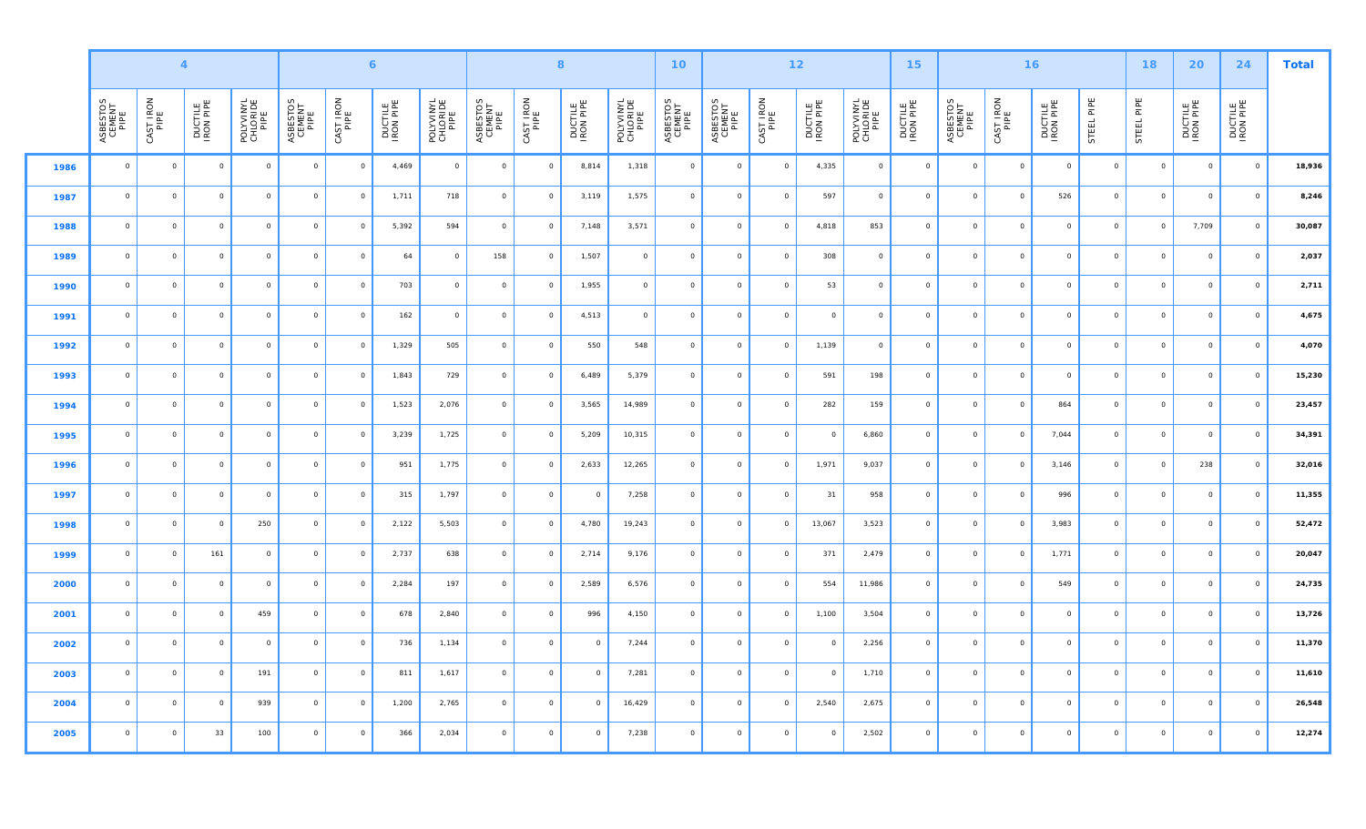| | 4 | | | | 6 | | | | 8 | | | | 10 | 12 | | | | 15 | 16 | | | | 18 | 20 | 24 | Total |
|---|---|---|---|---|---|---|---|---|---|---|---|---|---|---|---|---|---|---|---|---|---|---|---|---|---|---|
| | ASBESTOS CEMENT PIPE | CAST IRON PIPE | DUCTILE IRON PIPE | POLYVINYL CHLORIDE PIPE | ASBESTOS CEMENT PIPE | CAST IRON PIPE | DUCTILE IRON PIPE | POLYVINYL CHLORIDE PIPE | ASBESTOS CEMENT PIPE | CAST IRON PIPE | DUCTILE IRON PIPE | POLYVINYL CHLORIDE PIPE | ASBESTOS CEMENT PIPE | ASBESTOS CEMENT PIPE | CAST IRON PIPE | DUCTILE IRON PIPE | POLYVINYL CHLORIDE PIPE | DUCTILE IRON PIPE | ASBESTOS CEMENT PIPE | CAST IRON PIPE | DUCTILE IRON PIPE | STEEL PIPE | STEEL PIPE | DUCTILE IRON PIPE | DUCTILE IRON PIPE | |
| 1986 | 0 | 0 | 0 | 0 | 0 | 0 | 4,469 | 0 | 0 | 0 | 8,814 | 1,318 | 0 | 0 | 0 | 4,335 | 0 | 0 | 0 | 0 | 0 | 0 | 0 | 0 | 0 | 18,936 |
| 1987 | 0 | 0 | 0 | 0 | 0 | 0 | 1,711 | 718 | 0 | 0 | 3,119 | 1,575 | 0 | 0 | 0 | 597 | 0 | 0 | 0 | 0 | 526 | 0 | 0 | 0 | 0 | 8,246 |
| 1988 | 0 | 0 | 0 | 0 | 0 | 0 | 5,392 | 594 | 0 | 0 | 7,148 | 3,571 | 0 | 0 | 0 | 4,818 | 853 | 0 | 0 | 0 | 0 | 0 | 0 | 7,709 | 0 | 30,087 |
| 1989 | 0 | 0 | 0 | 0 | 0 | 0 | 64 | 0 | 158 | 0 | 1,507 | 0 | 0 | 0 | 0 | 308 | 0 | 0 | 0 | 0 | 0 | 0 | 0 | 0 | 0 | 2,037 |
| 1990 | 0 | 0 | 0 | 0 | 0 | 0 | 703 | 0 | 0 | 0 | 1,955 | 0 | 0 | 0 | 0 | 53 | 0 | 0 | 0 | 0 | 0 | 0 | 0 | 0 | 0 | 2,711 |
| 1991 | 0 | 0 | 0 | 0 | 0 | 0 | 162 | 0 | 0 | 0 | 4,513 | 0 | 0 | 0 | 0 | 0 | 0 | 0 | 0 | 0 | 0 | 0 | 0 | 0 | 0 | 4,675 |
| 1992 | 0 | 0 | 0 | 0 | 0 | 0 | 1,329 | 505 | 0 | 0 | 550 | 548 | 0 | 0 | 0 | 1,139 | 0 | 0 | 0 | 0 | 0 | 0 | 0 | 0 | 0 | 4,070 |
| 1993 | 0 | 0 | 0 | 0 | 0 | 0 | 1,843 | 729 | 0 | 0 | 6,489 | 5,379 | 0 | 0 | 0 | 591 | 198 | 0 | 0 | 0 | 0 | 0 | 0 | 0 | 0 | 15,230 |
| 1994 | 0 | 0 | 0 | 0 | 0 | 0 | 1,523 | 2,076 | 0 | 0 | 3,565 | 14,989 | 0 | 0 | 0 | 282 | 159 | 0 | 0 | 0 | 864 | 0 | 0 | 0 | 0 | 23,457 |
| 1995 | 0 | 0 | 0 | 0 | 0 | 0 | 3,239 | 1,725 | 0 | 0 | 5,209 | 10,315 | 0 | 0 | 0 | 0 | 6,860 | 0 | 0 | 0 | 7,044 | 0 | 0 | 0 | 0 | 34,391 |
| 1996 | 0 | 0 | 0 | 0 | 0 | 0 | 951 | 1,775 | 0 | 0 | 2,633 | 12,265 | 0 | 0 | 0 | 1,971 | 9,037 | 0 | 0 | 0 | 3,146 | 0 | 0 | 238 | 0 | 32,016 |
| 1997 | 0 | 0 | 0 | 0 | 0 | 0 | 315 | 1,797 | 0 | 0 | 0 | 7,258 | 0 | 0 | 0 | 31 | 958 | 0 | 0 | 0 | 996 | 0 | 0 | 0 | 0 | 11,355 |
| 1998 | 0 | 0 | 0 | 250 | 0 | 0 | 2,122 | 5,503 | 0 | 0 | 4,780 | 19,243 | 0 | 0 | 0 | 13,067 | 3,523 | 0 | 0 | 0 | 3,983 | 0 | 0 | 0 | 0 | 52,472 |
| 1999 | 0 | 0 | 161 | 0 | 0 | 0 | 2,737 | 638 | 0 | 0 | 2,714 | 9,176 | 0 | 0 | 0 | 371 | 2,479 | 0 | 0 | 0 | 1,771 | 0 | 0 | 0 | 0 | 20,047 |
| 2000 | 0 | 0 | 0 | 0 | 0 | 0 | 2,284 | 197 | 0 | 0 | 2,589 | 6,576 | 0 | 0 | 0 | 554 | 11,986 | 0 | 0 | 0 | 549 | 0 | 0 | 0 | 0 | 24,735 |
| 2001 | 0 | 0 | 0 | 459 | 0 | 0 | 678 | 2,840 | 0 | 0 | 996 | 4,150 | 0 | 0 | 0 | 1,100 | 3,504 | 0 | 0 | 0 | 0 | 0 | 0 | 0 | 0 | 13,726 |
| 2002 | 0 | 0 | 0 | 0 | 0 | 0 | 736 | 1,134 | 0 | 0 | 0 | 7,244 | 0 | 0 | 0 | 0 | 2,256 | 0 | 0 | 0 | 0 | 0 | 0 | 0 | 0 | 11,370 |
| 2003 | 0 | 0 | 0 | 191 | 0 | 0 | 811 | 1,617 | 0 | 0 | 0 | 7,281 | 0 | 0 | 0 | 0 | 1,710 | 0 | 0 | 0 | 0 | 0 | 0 | 0 | 0 | 11,610 |
| 2004 | 0 | 0 | 0 | 939 | 0 | 0 | 1,200 | 2,765 | 0 | 0 | 0 | 16,429 | 0 | 0 | 0 | 2,540 | 2,675 | 0 | 0 | 0 | 0 | 0 | 0 | 0 | 0 | 26,548 |
| 2005 | 0 | 0 | 33 | 100 | 0 | 0 | 366 | 2,034 | 0 | 0 | 0 | 7,238 | 0 | 0 | 0 | 0 | 2,502 | 0 | 0 | 0 | 0 | 0 | 0 | 0 | 0 | 12,274 |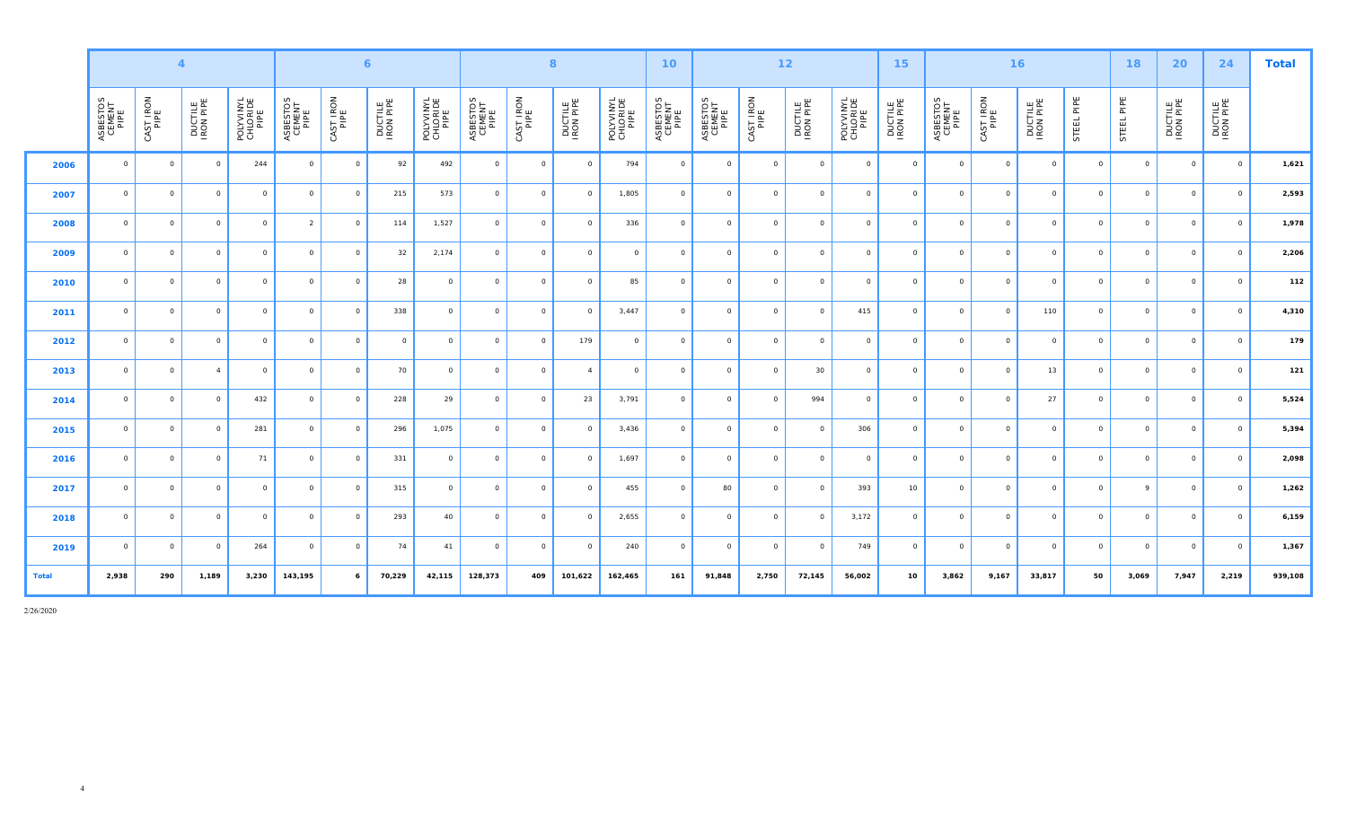| | 4 | | | | 6 | | | | 8 | | | | 10 | 12 | | | | 15 | 16 | | | | 18 | 20 | 24 | Total |
|---|---|---|---|---|---|---|---|---|---|---|---|---|---|---|---|---|---|---|---|---|---|---|---|---|---|---|
| | ASBESTOS CEMENT PIPE | CAST IRON PIPE | DUCTILE IRON PIPE | POLYVINYL CHLORIDE PIPE | ASBESTOS CEMENT PIPE | CAST IRON PIPE | DUCTILE IRON PIPE | POLYVINYL CHLORIDE PIPE | ASBESTOS CEMENT PIPE | CAST IRON PIPE | DUCTILE IRON PIPE | POLYVINYL CHLORIDE PIPE | ASBESTOS CEMENT PIPE | ASBESTOS CEMENT PIPE | CAST IRON PIPE | DUCTILE IRON PIPE | POLYVINYL CHLORIDE PIPE | DUCTILE IRON PIPE | ASBESTOS CEMENT PIPE | CAST IRON PIPE | DUCTILE IRON PIPE | STEEL PIPE | STEEL PIPE | DUCTILE IRON PIPE | DUCTILE IRON PIPE | |
| **2006** | 0 | 0 | 0 | 244 | 0 | 0 | 92 | 492 | 0 | 0 | 0 | 794 | 0 | 0 | 0 | 0 | 0 | 0 | 0 | 0 | 0 | 0 | 0 | 0 | 0 | **1,621** |
| **2007** | 0 | 0 | 0 | 0 | 0 | 0 | 215 | 573 | 0 | 0 | 0 | 1,805 | 0 | 0 | 0 | 0 | 0 | 0 | 0 | 0 | 0 | 0 | 0 | 0 | 0 | **2,593** |
| **2008** | 0 | 0 | 0 | 0 | 2 | 0 | 114 | 1,527 | 0 | 0 | 0 | 336 | 0 | 0 | 0 | 0 | 0 | 0 | 0 | 0 | 0 | 0 | 0 | 0 | 0 | **1,978** |
| **2009** | 0 | 0 | 0 | 0 | 0 | 0 | 32 | 2,174 | 0 | 0 | 0 | 0 | 0 | 0 | 0 | 0 | 0 | 0 | 0 | 0 | 0 | 0 | 0 | 0 | 0 | **2,206** |
| **2010** | 0 | 0 | 0 | 0 | 0 | 0 | 28 | 0 | 0 | 0 | 0 | 85 | 0 | 0 | 0 | 0 | 0 | 0 | 0 | 0 | 0 | 0 | 0 | 0 | 0 | **112** |
| **2011** | 0 | 0 | 0 | 0 | 0 | 0 | 338 | 0 | 0 | 0 | 0 | 3,447 | 0 | 0 | 0 | 0 | 415 | 0 | 0 | 0 | 110 | 0 | 0 | 0 | 0 | **4,310** |
| **2012** | 0 | 0 | 0 | 0 | 0 | 0 | 0 | 0 | 0 | 0 | 179 | 0 | 0 | 0 | 0 | 0 | 0 | 0 | 0 | 0 | 0 | 0 | 0 | 0 | 0 | **179** |
| **2013** | 0 | 0 | 4 | 0 | 0 | 0 | 70 | 0 | 0 | 0 | 4 | 0 | 0 | 0 | 0 | 30 | 0 | 0 | 0 | 0 | 13 | 0 | 0 | 0 | 0 | **121** |
| **2014** | 0 | 0 | 0 | 432 | 0 | 0 | 228 | 29 | 0 | 0 | 23 | 3,791 | 0 | 0 | 0 | 994 | 0 | 0 | 0 | 0 | 27 | 0 | 0 | 0 | 0 | **5,524** |
| **2015** | 0 | 0 | 0 | 281 | 0 | 0 | 296 | 1,075 | 0 | 0 | 0 | 3,436 | 0 | 0 | 0 | 0 | 306 | 0 | 0 | 0 | 0 | 0 | 0 | 0 | 0 | **5,394** |
| **2016** | 0 | 0 | 0 | 71 | 0 | 0 | 331 | 0 | 0 | 0 | 0 | 1,697 | 0 | 0 | 0 | 0 | 0 | 0 | 0 | 0 | 0 | 0 | 0 | 0 | 0 | **2,098** |
| **2017** | 0 | 0 | 0 | 0 | 0 | 0 | 315 | 0 | 0 | 0 | 0 | 455 | 0 | 80 | 0 | 0 | 393 | 10 | 0 | 0 | 0 | 0 | 9 | 0 | 0 | **1,262** |
| **2018** | 0 | 0 | 0 | 0 | 0 | 0 | 293 | 40 | 0 | 0 | 0 | 2,655 | 0 | 0 | 0 | 0 | 3,172 | 0 | 0 | 0 | 0 | 0 | 0 | 0 | 0 | **6,159** |
| **2019** | 0 | 0 | 0 | 264 | 0 | 0 | 74 | 41 | 0 | 0 | 0 | 240 | 0 | 0 | 0 | 0 | 749 | 0 | 0 | 0 | 0 | 0 | 0 | 0 | 0 | **1,367** |
| **Total** | **2,938** | **290** | **1,189** | **3,230** | **143,195** | **6** | **70,229** | **42,115** | **128,373** | **409** | **101,622** | **162,465** | **161** | **91,848** | **2,750** | **72,145** | **56,002** | **10** | **3,862** | **9,167** | **33,817** | **50** | **3,069** | **7,947** | **2,219** | **939,108** |

2/26/2020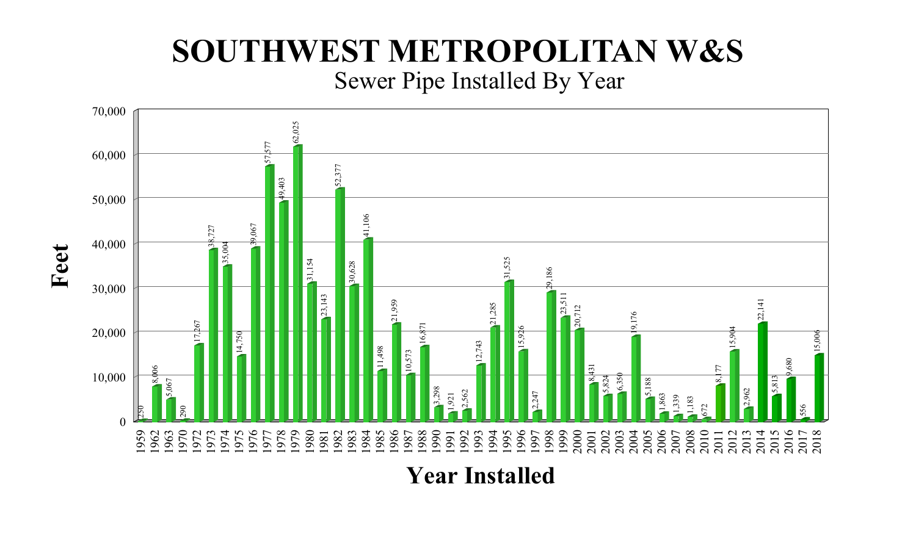# SOUTHWEST METROPOLITAN W&S

## Sewer Pipe Installed By Year

| Year Installed | Feet |
|---|---|
| 1959 | 250 |
| 1962 | 8,006 |
| 1963 | 5,067 |
| 1970 | 290 |
| 1972 | 17,267 |
| 1973 | 38,727 |
| 1974 | 35,004 |
| 1975 | 14,750 |
| 1976 | 39,067 |
| 1977 | 57,577 |
| 1978 | 49,403 |
| 1979 | 62,025 |
| 1980 | 31,154 |
| 1981 | 23,143 |
| 1982 | 52,377 |
| 1983 | 30,628 |
| 1984 | 41,106 |
| 1985 | 11,498 |
| 1986 | 21,959 |
| 1987 | 10,573 |
| 1988 | 16,871 |
| 1990 | 3,298 |
| 1991 | 1,921 |
| 1992 | 2,562 |
| 1993 | 12,743 |
| 1994 | 21,285 |
| 1995 | 31,525 |
| 1996 | 15,926 |
| 1997 | 2,247 |
| 1998 | 29,186 |
| 1999 | 23,511 |
| 2000 | 20,712 |
| 2001 | 8,431 |
| 2002 | 5,824 |
| 2003 | 6,350 |
| 2004 | 19,176 |
| 2005 | 5,188 |
| 2006 | 1,863 |
| 2007 | 1,339 |
| 2008 | 1,183 |
| 2010 | 672 |
| 2011 | 8,177 |
| 2012 | 15,904 |
| 2013 | 2,962 |
| 2014 | 22,141 |
| 2015 | 5,813 |
| 2016 | 9,680 |
| 2017 | 556 |
| 2018 | 15,006 |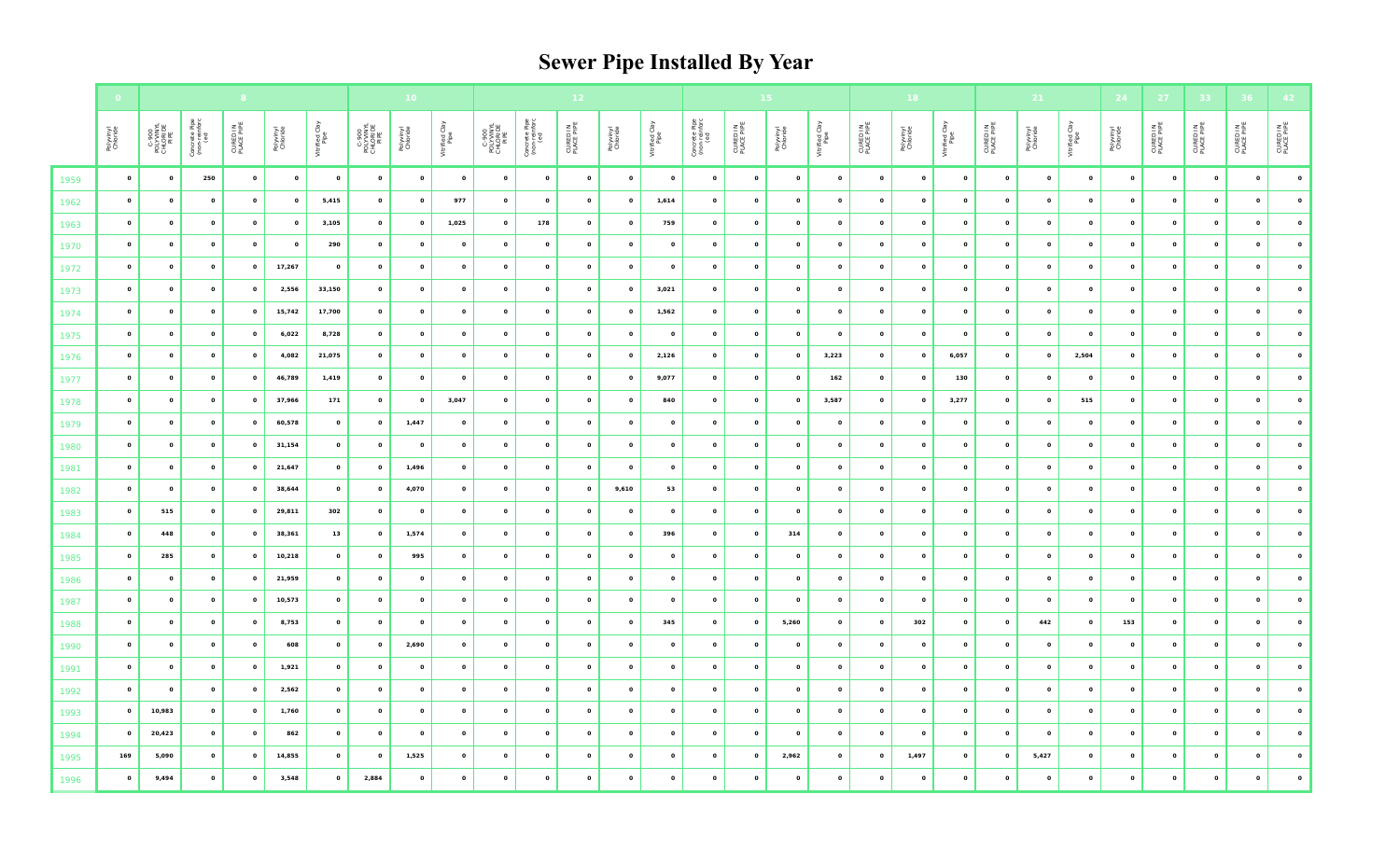# Sewer Pipe Installed By Year

| | 0 | 8 | | | | | 10 | | | 12 | | | | | 15 | | | | 18 | | | 21 | | | 24 | 27 | 33 | 36 | 42 |
|---|---|---|---|---|---|---|---|---|---|---|---|---|---|---|---|---|---|---|---|---|---|---|---|---|---|---|---|---|---|
| | Polyvinyl Chloride | C-900 POLYVINYL CHLORIDE PIPE | Concrete Pipe (non-reinforced) | CURED IN PLACE PIPE | Polyvinyl Chloride | Vitrified Clay Pipe | C-900 POLYVINYL CHLORIDE PIPE | Polyvinyl Chloride | Vitrified Clay Pipe | C-900 POLYVINYL CHLORIDE PIPE | Concrete Pipe (non-reinforced) | CURED IN PLACE PIPE | Polyvinyl Chloride | Vitrified Clay Pipe | Concrete Pipe (non-reinforced) | CURED IN PLACE PIPE | Polyvinyl Chloride | Vitrified Clay Pipe | CURED IN PLACE PIPE | Polyvinyl Chloride | Vitrified Clay Pipe | CURED IN PLACE PIPE | Polyvinyl Chloride | Vitrified Clay Pipe | Polyvinyl Chloride | CURED IN PLACE PIPE | CURED IN PLACE PIPE | CURED IN PLACE PIPE | CURED IN PLACE PIPE |
| 1959 | 0 | 0 | 250 | 0 | 0 | 0 | 0 | 0 | 0 | 0 | 0 | 0 | 0 | 0 | 0 | 0 | 0 | 0 | 0 | 0 | 0 | 0 | 0 | 0 | 0 | 0 | 0 | 0 | 0 |
| 1962 | 0 | 0 | 0 | 0 | 0 | 5,415 | 0 | 0 | 977 | 0 | 0 | 0 | 0 | 1,614 | 0 | 0 | 0 | 0 | 0 | 0 | 0 | 0 | 0 | 0 | 0 | 0 | 0 | 0 | 0 |
| 1963 | 0 | 0 | 0 | 0 | 0 | 3,105 | 0 | 0 | 1,025 | 0 | 178 | 0 | 0 | 759 | 0 | 0 | 0 | 0 | 0 | 0 | 0 | 0 | 0 | 0 | 0 | 0 | 0 | 0 | 0 |
| 1970 | 0 | 0 | 0 | 0 | 0 | 290 | 0 | 0 | 0 | 0 | 0 | 0 | 0 | 0 | 0 | 0 | 0 | 0 | 0 | 0 | 0 | 0 | 0 | 0 | 0 | 0 | 0 | 0 | 0 |
| 1972 | 0 | 0 | 0 | 0 | 17,267 | 0 | 0 | 0 | 0 | 0 | 0 | 0 | 0 | 0 | 0 | 0 | 0 | 0 | 0 | 0 | 0 | 0 | 0 | 0 | 0 | 0 | 0 | 0 | 0 |
| 1973 | 0 | 0 | 0 | 0 | 2,556 | 33,150 | 0 | 0 | 0 | 0 | 0 | 0 | 0 | 3,021 | 0 | 0 | 0 | 0 | 0 | 0 | 0 | 0 | 0 | 0 | 0 | 0 | 0 | 0 | 0 |
| 1974 | 0 | 0 | 0 | 0 | 15,742 | 17,700 | 0 | 0 | 0 | 0 | 0 | 0 | 0 | 1,562 | 0 | 0 | 0 | 0 | 0 | 0 | 0 | 0 | 0 | 0 | 0 | 0 | 0 | 0 | 0 |
| 1975 | 0 | 0 | 0 | 0 | 6,022 | 8,728 | 0 | 0 | 0 | 0 | 0 | 0 | 0 | 0 | 0 | 0 | 0 | 0 | 0 | 0 | 0 | 0 | 0 | 0 | 0 | 0 | 0 | 0 | 0 |
| 1976 | 0 | 0 | 0 | 0 | 4,082 | 21,075 | 0 | 0 | 0 | 0 | 0 | 0 | 0 | 2,126 | 0 | 0 | 0 | 3,223 | 0 | 0 | 6,057 | 0 | 0 | 2,504 | 0 | 0 | 0 | 0 | 0 |
| 1977 | 0 | 0 | 0 | 0 | 46,789 | 1,419 | 0 | 0 | 0 | 0 | 0 | 0 | 0 | 9,077 | 0 | 0 | 0 | 162 | 0 | 0 | 130 | 0 | 0 | 0 | 0 | 0 | 0 | 0 | 0 |
| 1978 | 0 | 0 | 0 | 0 | 37,966 | 171 | 0 | 0 | 3,047 | 0 | 0 | 0 | 0 | 840 | 0 | 0 | 0 | 3,587 | 0 | 0 | 3,277 | 0 | 0 | 515 | 0 | 0 | 0 | 0 | 0 |
| 1979 | 0 | 0 | 0 | 0 | 60,578 | 0 | 0 | 1,447 | 0 | 0 | 0 | 0 | 0 | 0 | 0 | 0 | 0 | 0 | 0 | 0 | 0 | 0 | 0 | 0 | 0 | 0 | 0 | 0 | 0 |
| 1980 | 0 | 0 | 0 | 0 | 31,154 | 0 | 0 | 0 | 0 | 0 | 0 | 0 | 0 | 0 | 0 | 0 | 0 | 0 | 0 | 0 | 0 | 0 | 0 | 0 | 0 | 0 | 0 | 0 | 0 |
| 1981 | 0 | 0 | 0 | 0 | 21,647 | 0 | 0 | 1,496 | 0 | 0 | 0 | 0 | 0 | 0 | 0 | 0 | 0 | 0 | 0 | 0 | 0 | 0 | 0 | 0 | 0 | 0 | 0 | 0 | 0 |
| 1982 | 0 | 0 | 0 | 0 | 38,644 | 0 | 0 | 4,070 | 0 | 0 | 0 | 0 | 9,610 | 53 | 0 | 0 | 0 | 0 | 0 | 0 | 0 | 0 | 0 | 0 | 0 | 0 | 0 | 0 | 0 |
| 1983 | 0 | 515 | 0 | 0 | 29,811 | 302 | 0 | 0 | 0 | 0 | 0 | 0 | 0 | 0 | 0 | 0 | 0 | 0 | 0 | 0 | 0 | 0 | 0 | 0 | 0 | 0 | 0 | 0 | 0 |
| 1984 | 0 | 448 | 0 | 0 | 38,361 | 13 | 0 | 1,574 | 0 | 0 | 0 | 0 | 0 | 396 | 0 | 0 | 314 | 0 | 0 | 0 | 0 | 0 | 0 | 0 | 0 | 0 | 0 | 0 | 0 |
| 1985 | 0 | 285 | 0 | 0 | 10,218 | 0 | 0 | 995 | 0 | 0 | 0 | 0 | 0 | 0 | 0 | 0 | 0 | 0 | 0 | 0 | 0 | 0 | 0 | 0 | 0 | 0 | 0 | 0 | 0 |
| 1986 | 0 | 0 | 0 | 0 | 21,959 | 0 | 0 | 0 | 0 | 0 | 0 | 0 | 0 | 0 | 0 | 0 | 0 | 0 | 0 | 0 | 0 | 0 | 0 | 0 | 0 | 0 | 0 | 0 | 0 |
| 1987 | 0 | 0 | 0 | 0 | 10,573 | 0 | 0 | 0 | 0 | 0 | 0 | 0 | 0 | 0 | 0 | 0 | 0 | 0 | 0 | 0 | 0 | 0 | 0 | 0 | 0 | 0 | 0 | 0 | 0 |
| 1988 | 0 | 0 | 0 | 0 | 8,753 | 0 | 0 | 0 | 0 | 0 | 0 | 0 | 0 | 345 | 0 | 0 | 5,260 | 0 | 0 | 302 | 0 | 0 | 442 | 0 | 153 | 0 | 0 | 0 | 0 |
| 1990 | 0 | 0 | 0 | 0 | 608 | 0 | 0 | 2,690 | 0 | 0 | 0 | 0 | 0 | 0 | 0 | 0 | 0 | 0 | 0 | 0 | 0 | 0 | 0 | 0 | 0 | 0 | 0 | 0 | 0 |
| 1991 | 0 | 0 | 0 | 0 | 1,921 | 0 | 0 | 0 | 0 | 0 | 0 | 0 | 0 | 0 | 0 | 0 | 0 | 0 | 0 | 0 | 0 | 0 | 0 | 0 | 0 | 0 | 0 | 0 | 0 |
| 1992 | 0 | 0 | 0 | 0 | 2,562 | 0 | 0 | 0 | 0 | 0 | 0 | 0 | 0 | 0 | 0 | 0 | 0 | 0 | 0 | 0 | 0 | 0 | 0 | 0 | 0 | 0 | 0 | 0 | 0 |
| 1993 | 0 | 10,983 | 0 | 0 | 1,760 | 0 | 0 | 0 | 0 | 0 | 0 | 0 | 0 | 0 | 0 | 0 | 0 | 0 | 0 | 0 | 0 | 0 | 0 | 0 | 0 | 0 | 0 | 0 | 0 |
| 1994 | 0 | 20,423 | 0 | 0 | 862 | 0 | 0 | 0 | 0 | 0 | 0 | 0 | 0 | 0 | 0 | 0 | 0 | 0 | 0 | 0 | 0 | 0 | 0 | 0 | 0 | 0 | 0 | 0 | 0 |
| 1995 | 169 | 5,090 | 0 | 0 | 14,855 | 0 | 0 | 1,525 | 0 | 0 | 0 | 0 | 0 | 0 | 0 | 0 | 2,962 | 0 | 0 | 1,497 | 0 | 0 | 5,427 | 0 | 0 | 0 | 0 | 0 | 0 |
| 1996 | 0 | 9,494 | 0 | 0 | 3,548 | 0 | 2,884 | 0 | 0 | 0 | 0 | 0 | 0 | 0 | 0 | 0 | 0 | 0 | 0 | 0 | 0 | 0 | 0 | 0 | 0 | 0 | 0 | 0 | 0 |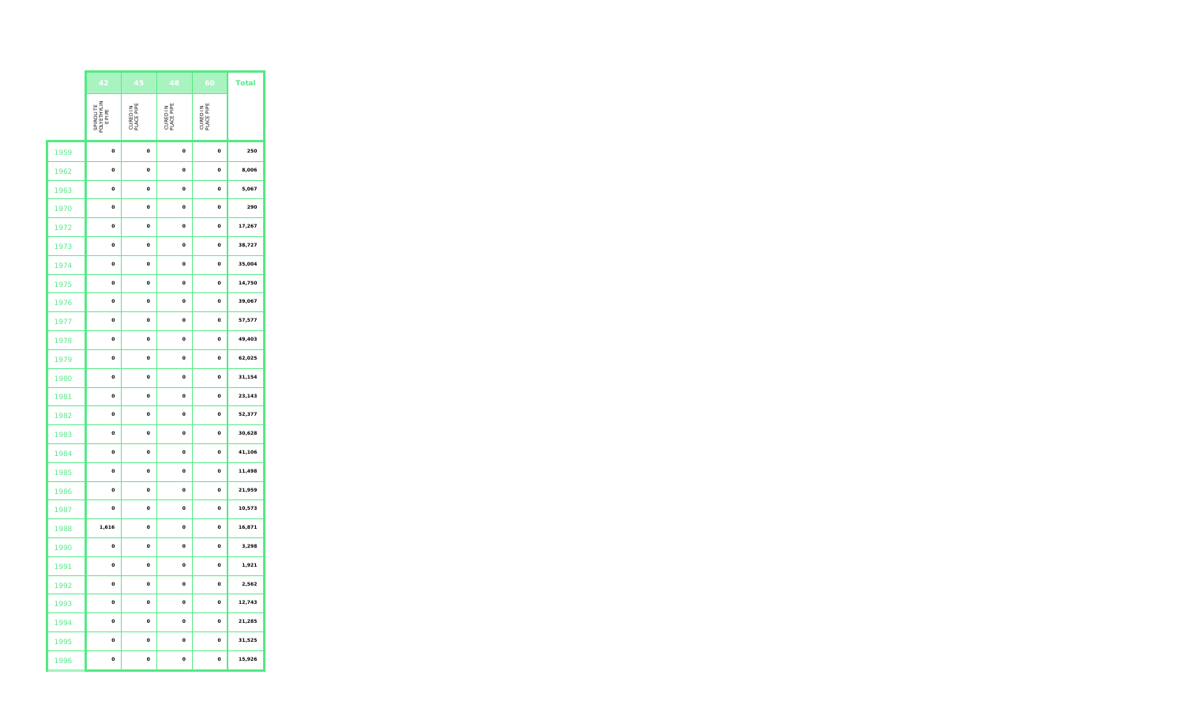| | 42 | 45 | 48 | 60 | Total |
|---|---|---|---|---|---|
| | SPIROLITE POLYETHYLIN E PIPE | CURED IN PLACE PIPE | CURED IN PLACE PIPE | CURED IN PLACE PIPE | |
| 1959 | 0 | 0 | 0 | 0 | 250 |
| 1962 | 0 | 0 | 0 | 0 | 8,006 |
| 1963 | 0 | 0 | 0 | 0 | 5,067 |
| 1970 | 0 | 0 | 0 | 0 | 290 |
| 1972 | 0 | 0 | 0 | 0 | 17,267 |
| 1973 | 0 | 0 | 0 | 0 | 38,727 |
| 1974 | 0 | 0 | 0 | 0 | 35,004 |
| 1975 | 0 | 0 | 0 | 0 | 14,750 |
| 1976 | 0 | 0 | 0 | 0 | 39,067 |
| 1977 | 0 | 0 | 0 | 0 | 57,577 |
| 1978 | 0 | 0 | 0 | 0 | 49,403 |
| 1979 | 0 | 0 | 0 | 0 | 62,025 |
| 1980 | 0 | 0 | 0 | 0 | 31,154 |
| 1981 | 0 | 0 | 0 | 0 | 23,143 |
| 1982 | 0 | 0 | 0 | 0 | 52,377 |
| 1983 | 0 | 0 | 0 | 0 | 30,628 |
| 1984 | 0 | 0 | 0 | 0 | 41,106 |
| 1985 | 0 | 0 | 0 | 0 | 11,498 |
| 1986 | 0 | 0 | 0 | 0 | 21,959 |
| 1987 | 0 | 0 | 0 | 0 | 10,573 |
| 1988 | 1,616 | 0 | 0 | 0 | 16,871 |
| 1990 | 0 | 0 | 0 | 0 | 3,298 |
| 1991 | 0 | 0 | 0 | 0 | 1,921 |
| 1992 | 0 | 0 | 0 | 0 | 2,562 |
| 1993 | 0 | 0 | 0 | 0 | 12,743 |
| 1994 | 0 | 0 | 0 | 0 | 21,285 |
| 1995 | 0 | 0 | 0 | 0 | 31,525 |
| 1996 | 0 | 0 | 0 | 0 | 15,926 |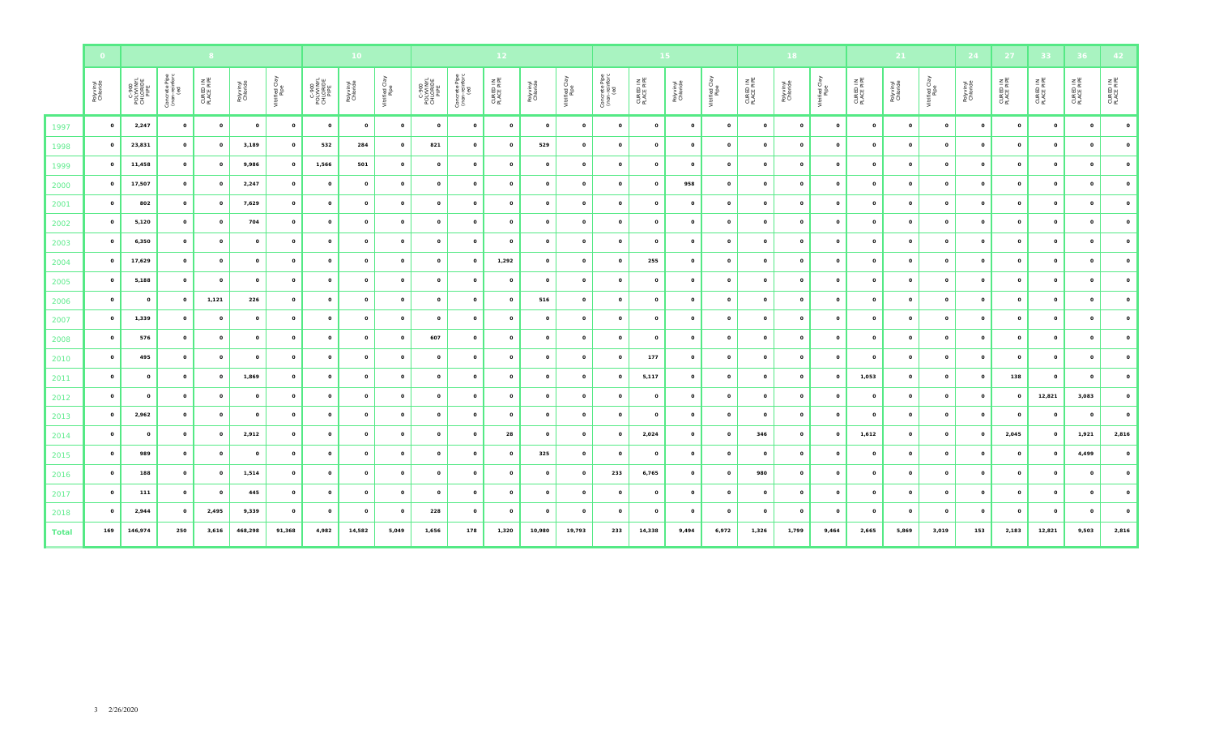| | 0 | 8 | | | | | 10 | | | 12 | | | | | 15 | | | | 18 | | | 21 | | | 24 | 27 | 33 | 36 | 42 |
|---|---|---|---|---|---|---|---|---|---|---|---|---|---|---|---|---|---|---|---|---|---|---|---|---|---|---|---|---|---|
| | Polyvinyl Chloride | C-900 POLYVINYL CHLORIDE PIPE | Concrete Pipe (non-reinforced) | CURED IN PLACE PIPE | Polyvinyl Chloride | Vitrified Clay Pipe | C-900 POLYVINYL CHLORIDE PIPE | Polyvinyl Chloride | Vitrified Clay Pipe | C-900 POLYVINYL CHLORIDE PIPE | Concrete Pipe (non-reinforced) | CURED IN PLACE PIPE | Polyvinyl Chloride | Vitrified Clay Pipe | Concrete Pipe (non-reinforced) | CURED IN PLACE PIPE | Polyvinyl Chloride | Vitrified Clay Pipe | CURED IN PLACE PIPE | Polyvinyl Chloride | Vitrified Clay Pipe | CURED IN PLACE PIPE | Polyvinyl Chloride | Vitrified Clay Pipe | Polyvinyl Chloride | CURED IN PLACE PIPE | CURED IN PLACE PIPE | CURED IN PLACE PIPE | CURED IN PLACE PIPE |
| 1997 | 0 | 2,247 | 0 | 0 | 0 | 0 | 0 | 0 | 0 | 0 | 0 | 0 | 0 | 0 | 0 | 0 | 0 | 0 | 0 | 0 | 0 | 0 | 0 | 0 | 0 | 0 | 0 | 0 | 0 |
| 1998 | 0 | 23,831 | 0 | 0 | 3,189 | 0 | 532 | 284 | 0 | 821 | 0 | 0 | 529 | 0 | 0 | 0 | 0 | 0 | 0 | 0 | 0 | 0 | 0 | 0 | 0 | 0 | 0 | 0 | 0 |
| 1999 | 0 | 11,458 | 0 | 0 | 9,986 | 0 | 1,566 | 501 | 0 | 0 | 0 | 0 | 0 | 0 | 0 | 0 | 0 | 0 | 0 | 0 | 0 | 0 | 0 | 0 | 0 | 0 | 0 | 0 | 0 |
| 2000 | 0 | 17,507 | 0 | 0 | 2,247 | 0 | 0 | 0 | 0 | 0 | 0 | 0 | 0 | 0 | 0 | 0 | 958 | 0 | 0 | 0 | 0 | 0 | 0 | 0 | 0 | 0 | 0 | 0 | 0 |
| 2001 | 0 | 802 | 0 | 0 | 7,629 | 0 | 0 | 0 | 0 | 0 | 0 | 0 | 0 | 0 | 0 | 0 | 0 | 0 | 0 | 0 | 0 | 0 | 0 | 0 | 0 | 0 | 0 | 0 | 0 |
| 2002 | 0 | 5,120 | 0 | 0 | 704 | 0 | 0 | 0 | 0 | 0 | 0 | 0 | 0 | 0 | 0 | 0 | 0 | 0 | 0 | 0 | 0 | 0 | 0 | 0 | 0 | 0 | 0 | 0 | 0 |
| 2003 | 0 | 6,350 | 0 | 0 | 0 | 0 | 0 | 0 | 0 | 0 | 0 | 0 | 0 | 0 | 0 | 0 | 0 | 0 | 0 | 0 | 0 | 0 | 0 | 0 | 0 | 0 | 0 | 0 | 0 |
| 2004 | 0 | 17,629 | 0 | 0 | 0 | 0 | 0 | 0 | 0 | 0 | 0 | 1,292 | 0 | 0 | 0 | 255 | 0 | 0 | 0 | 0 | 0 | 0 | 0 | 0 | 0 | 0 | 0 | 0 | 0 |
| 2005 | 0 | 5,188 | 0 | 0 | 0 | 0 | 0 | 0 | 0 | 0 | 0 | 0 | 0 | 0 | 0 | 0 | 0 | 0 | 0 | 0 | 0 | 0 | 0 | 0 | 0 | 0 | 0 | 0 | 0 |
| 2006 | 0 | 0 | 0 | 1,121 | 226 | 0 | 0 | 0 | 0 | 0 | 0 | 0 | 516 | 0 | 0 | 0 | 0 | 0 | 0 | 0 | 0 | 0 | 0 | 0 | 0 | 0 | 0 | 0 | 0 |
| 2007 | 0 | 1,339 | 0 | 0 | 0 | 0 | 0 | 0 | 0 | 0 | 0 | 0 | 0 | 0 | 0 | 0 | 0 | 0 | 0 | 0 | 0 | 0 | 0 | 0 | 0 | 0 | 0 | 0 | 0 |
| 2008 | 0 | 576 | 0 | 0 | 0 | 0 | 0 | 0 | 0 | 607 | 0 | 0 | 0 | 0 | 0 | 0 | 0 | 0 | 0 | 0 | 0 | 0 | 0 | 0 | 0 | 0 | 0 | 0 | 0 |
| 2010 | 0 | 495 | 0 | 0 | 0 | 0 | 0 | 0 | 0 | 0 | 0 | 0 | 0 | 0 | 0 | 177 | 0 | 0 | 0 | 0 | 0 | 0 | 0 | 0 | 0 | 0 | 0 | 0 | 0 |
| 2011 | 0 | 0 | 0 | 0 | 1,869 | 0 | 0 | 0 | 0 | 0 | 0 | 0 | 0 | 0 | 0 | 5,117 | 0 | 0 | 0 | 0 | 0 | 1,053 | 0 | 0 | 0 | 138 | 0 | 0 | 0 |
| 2012 | 0 | 0 | 0 | 0 | 0 | 0 | 0 | 0 | 0 | 0 | 0 | 0 | 0 | 0 | 0 | 0 | 0 | 0 | 0 | 0 | 0 | 0 | 0 | 0 | 0 | 0 | 12,821 | 3,083 | 0 |
| 2013 | 0 | 2,962 | 0 | 0 | 0 | 0 | 0 | 0 | 0 | 0 | 0 | 0 | 0 | 0 | 0 | 0 | 0 | 0 | 0 | 0 | 0 | 0 | 0 | 0 | 0 | 0 | 0 | 0 | 0 |
| 2014 | 0 | 0 | 0 | 0 | 2,912 | 0 | 0 | 0 | 0 | 0 | 0 | 28 | 0 | 0 | 0 | 2,024 | 0 | 0 | 346 | 0 | 0 | 1,612 | 0 | 0 | 0 | 2,045 | 0 | 1,921 | 2,816 |
| 2015 | 0 | 989 | 0 | 0 | 0 | 0 | 0 | 0 | 0 | 0 | 0 | 0 | 325 | 0 | 0 | 0 | 0 | 0 | 0 | 0 | 0 | 0 | 0 | 0 | 0 | 0 | 0 | 4,499 | 0 |
| 2016 | 0 | 188 | 0 | 0 | 1,514 | 0 | 0 | 0 | 0 | 0 | 0 | 0 | 0 | 0 | 233 | 6,765 | 0 | 0 | 980 | 0 | 0 | 0 | 0 | 0 | 0 | 0 | 0 | 0 | 0 |
| 2017 | 0 | 111 | 0 | 0 | 445 | 0 | 0 | 0 | 0 | 0 | 0 | 0 | 0 | 0 | 0 | 0 | 0 | 0 | 0 | 0 | 0 | 0 | 0 | 0 | 0 | 0 | 0 | 0 | 0 |
| 2018 | 0 | 2,944 | 0 | 2,495 | 9,339 | 0 | 0 | 0 | 0 | 228 | 0 | 0 | 0 | 0 | 0 | 0 | 0 | 0 | 0 | 0 | 0 | 0 | 0 | 0 | 0 | 0 | 0 | 0 | 0 |
| Total | 169 | 146,974 | 250 | 3,616 | 468,298 | 91,368 | 4,982 | 14,582 | 5,049 | 1,656 | 178 | 1,320 | 10,980 | 19,793 | 233 | 14,338 | 9,494 | 6,972 | 1,326 | 1,799 | 9,464 | 2,665 | 5,869 | 3,019 | 153 | 2,183 | 12,821 | 9,503 | 2,816 |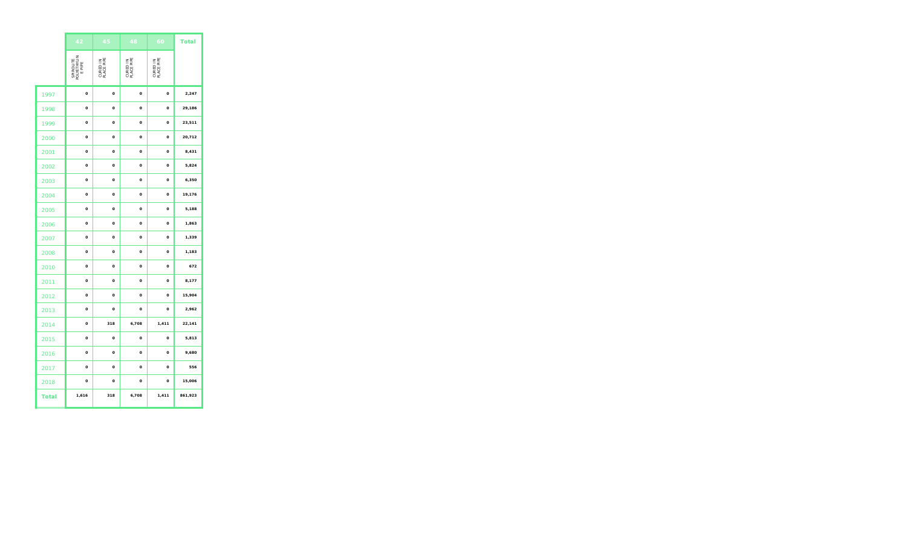| | 42 | 45 | 48 | 60 | Total |
|---|---|---|---|---|---|
| | SPIROLITE POLYETHYLIN E PIPE | CURED IN PLACE PIPE | CURED IN PLACE PIPE | CURED IN PLACE PIPE | |
| 1997 | 0 | 0 | 0 | 0 | 2,247 |
| 1998 | 0 | 0 | 0 | 0 | 29,186 |
| 1999 | 0 | 0 | 0 | 0 | 23,511 |
| 2000 | 0 | 0 | 0 | 0 | 20,712 |
| 2001 | 0 | 0 | 0 | 0 | 8,431 |
| 2002 | 0 | 0 | 0 | 0 | 5,824 |
| 2003 | 0 | 0 | 0 | 0 | 6,350 |
| 2004 | 0 | 0 | 0 | 0 | 19,176 |
| 2005 | 0 | 0 | 0 | 0 | 5,188 |
| 2006 | 0 | 0 | 0 | 0 | 1,863 |
| 2007 | 0 | 0 | 0 | 0 | 1,339 |
| 2008 | 0 | 0 | 0 | 0 | 1,183 |
| 2010 | 0 | 0 | 0 | 0 | 672 |
| 2011 | 0 | 0 | 0 | 0 | 8,177 |
| 2012 | 0 | 0 | 0 | 0 | 15,904 |
| 2013 | 0 | 0 | 0 | 0 | 2,962 |
| 2014 | 0 | 318 | 6,708 | 1,411 | 22,141 |
| 2015 | 0 | 0 | 0 | 0 | 5,813 |
| 2016 | 0 | 0 | 0 | 0 | 9,680 |
| 2017 | 0 | 0 | 0 | 0 | 556 |
| 2018 | 0 | 0 | 0 | 0 | 15,006 |
| Total | 1,616 | 318 | 6,708 | 1,411 | 861,923 |